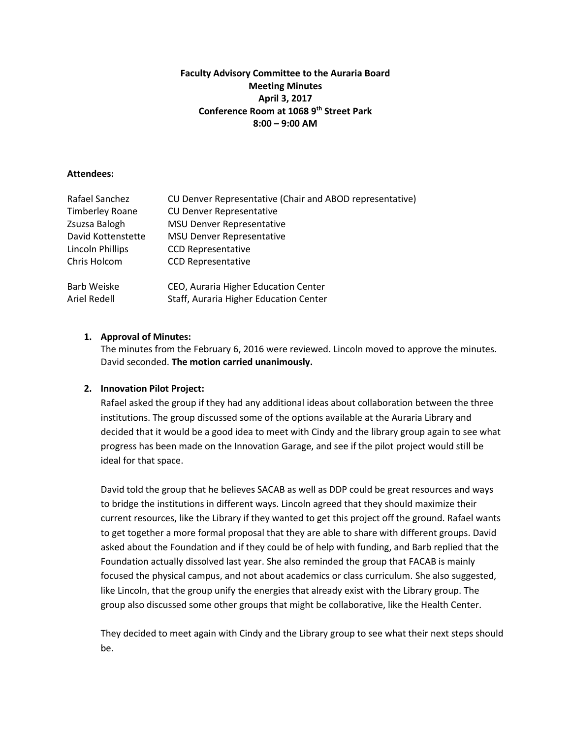**Faculty Advisory Committee to the Auraria Board**
**Meeting Minutes**
**April 3, 2017**
**Conference Room at 1068 9th Street Park**
**8:00 – 9:00 AM**

**Attendees:**

| | |
|---|---|
| Rafael Sanchez | CU Denver Representative (Chair and ABOD representative) |
| Timberley Roane | CU Denver Representative |
| Zsuzsa Balogh | MSU Denver Representative |
| David Kottenstette | MSU Denver Representative |
| Lincoln Phillips | CCD Representative |
| Chris Holcom | CCD Representative |
| | |
| Barb Weiske | CEO, Auraria Higher Education Center |
| Ariel Redell | Staff, Auraria Higher Education Center |

1. **Approval of Minutes:**
   The minutes from the February 6, 2016 were reviewed. Lincoln moved to approve the minutes. David seconded. **The motion carried unanimously.**

2. **Innovation Pilot Project:**
   Rafael asked the group if they had any additional ideas about collaboration between the three institutions. The group discussed some of the options available at the Auraria Library and decided that it would be a good idea to meet with Cindy and the library group again to see what progress has been made on the Innovation Garage, and see if the pilot project would still be ideal for that space.

   David told the group that he believes SACAB as well as DDP could be great resources and ways to bridge the institutions in different ways. Lincoln agreed that they should maximize their current resources, like the Library if they wanted to get this project off the ground. Rafael wants to get together a more formal proposal that they are able to share with different groups. David asked about the Foundation and if they could be of help with funding, and Barb replied that the Foundation actually dissolved last year. She also reminded the group that FACAB is mainly focused the physical campus, and not about academics or class curriculum. She also suggested, like Lincoln, that the group unify the energies that already exist with the Library group. The group also discussed some other groups that might be collaborative, like the Health Center.

   They decided to meet again with Cindy and the Library group to see what their next steps should be.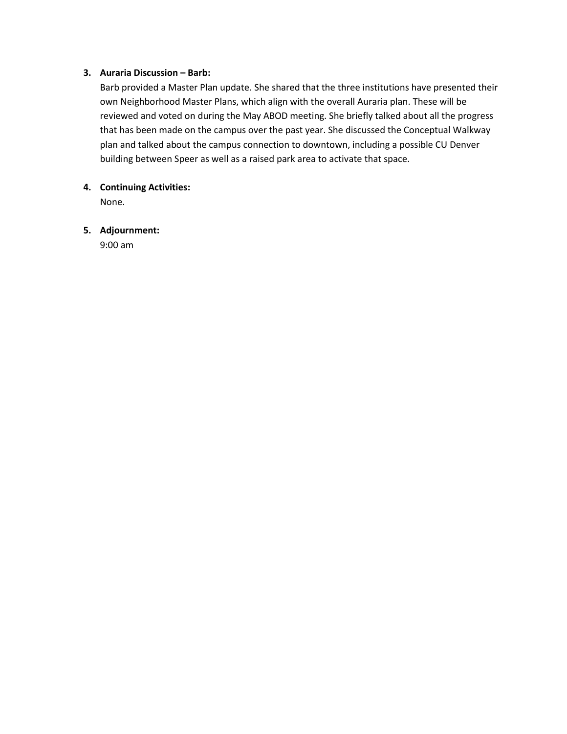3. **Auraria Discussion – Barb:**
   Barb provided a Master Plan update. She shared that the three institutions have presented their own Neighborhood Master Plans, which align with the overall Auraria plan. These will be reviewed and voted on during the May ABOD meeting. She briefly talked about all the progress that has been made on the campus over the past year. She discussed the Conceptual Walkway plan and talked about the campus connection to downtown, including a possible CU Denver building between Speer as well as a raised park area to activate that space.

4. **Continuing Activities:**
   None.

5. **Adjournment:**
   9:00 am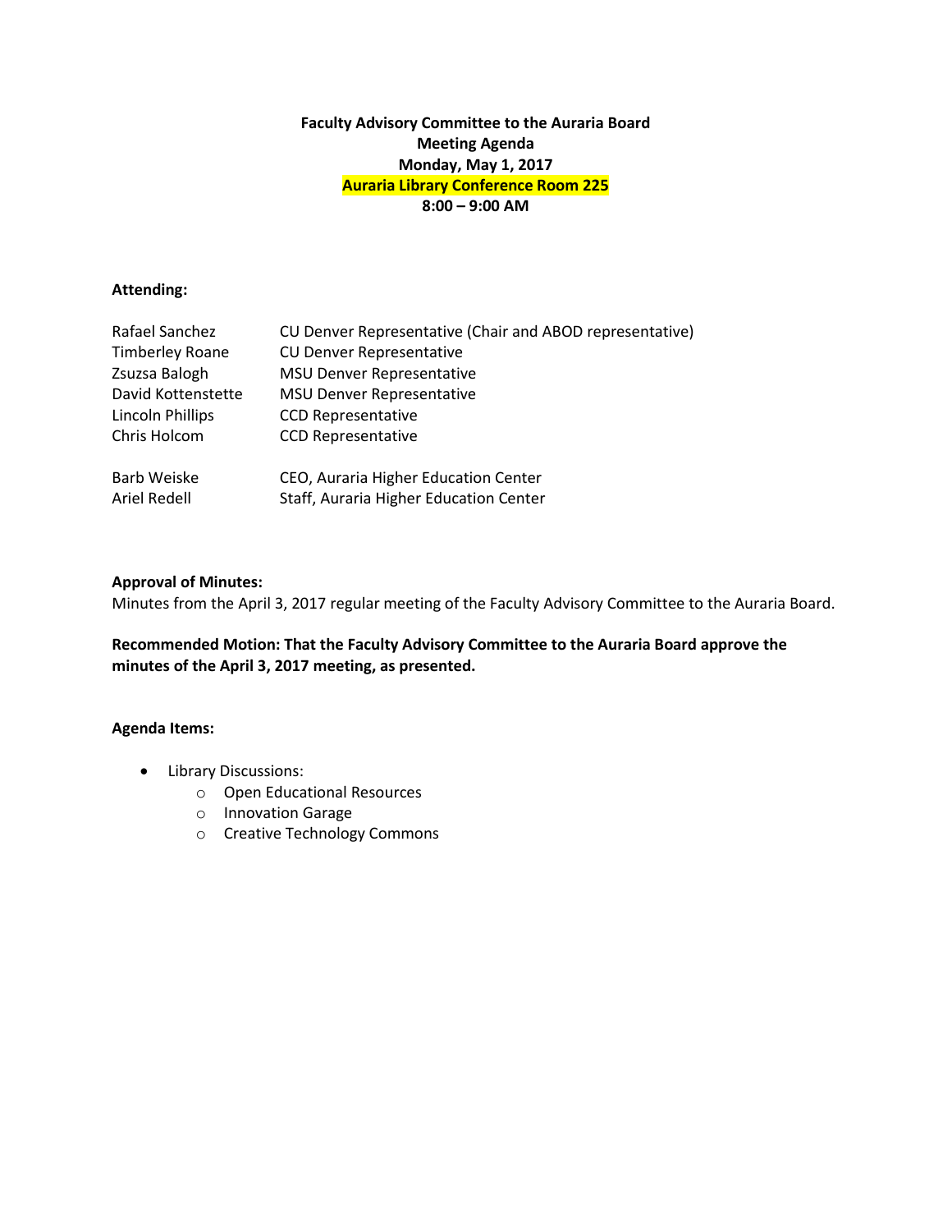**Faculty Advisory Committee to the Auraria Board**
**Meeting Agenda**
**Monday, May 1, 2017**
**Auraria Library Conference Room 225**
**8:00 – 9:00 AM**

**Attending:**

| | |
|---|---|
| Rafael Sanchez | CU Denver Representative (Chair and ABOD representative) |
| Timberley Roane | CU Denver Representative |
| Zsuzsa Balogh | MSU Denver Representative |
| David Kottenstette | MSU Denver Representative |
| Lincoln Phillips | CCD Representative |
| Chris Holcom | CCD Representative |
| Barb Weiske | CEO, Auraria Higher Education Center |
| Ariel Redell | Staff, Auraria Higher Education Center |

**Approval of Minutes:**
Minutes from the April 3, 2017 regular meeting of the Faculty Advisory Committee to the Auraria Board.

**Recommended Motion: That the Faculty Advisory Committee to the Auraria Board approve the minutes of the April 3, 2017 meeting, as presented.**

**Agenda Items:**

- Library Discussions:
  - Open Educational Resources
  - Innovation Garage
  - Creative Technology Commons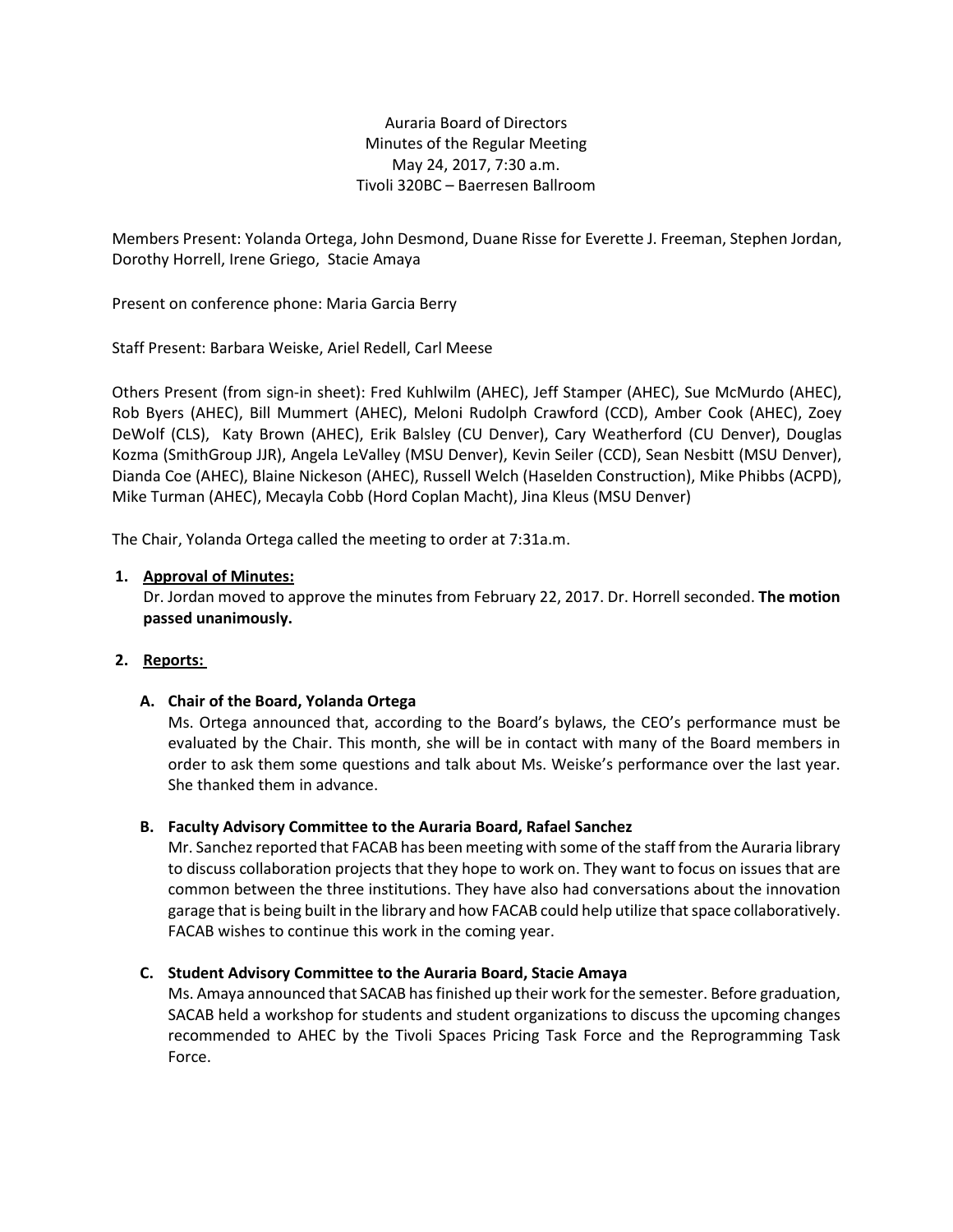Auraria Board of Directors
Minutes of the Regular Meeting
May 24, 2017, 7:30 a.m.
Tivoli 320BC – Baerresen Ballroom

Members Present: Yolanda Ortega, John Desmond, Duane Risse for Everette J. Freeman, Stephen Jordan, Dorothy Horrell, Irene Griego, Stacie Amaya

Present on conference phone: Maria Garcia Berry

Staff Present: Barbara Weiske, Ariel Redell, Carl Meese

Others Present (from sign-in sheet): Fred Kuhlwilm (AHEC), Jeff Stamper (AHEC), Sue McMurdo (AHEC), Rob Byers (AHEC), Bill Mummert (AHEC), Meloni Rudolph Crawford (CCD), Amber Cook (AHEC), Zoey DeWolf (CLS), Katy Brown (AHEC), Erik Balsley (CU Denver), Cary Weatherford (CU Denver), Douglas Kozma (SmithGroup JJR), Angela LeValley (MSU Denver), Kevin Seiler (CCD), Sean Nesbitt (MSU Denver), Dianda Coe (AHEC), Blaine Nickeson (AHEC), Russell Welch (Haselden Construction), Mike Phibbs (ACPD), Mike Turman (AHEC), Mecayla Cobb (Hord Coplan Macht), Jina Kleus (MSU Denver)

The Chair, Yolanda Ortega called the meeting to order at 7:31a.m.

1. **Approval of Minutes:**
   Dr. Jordan moved to approve the minutes from February 22, 2017. Dr. Horrell seconded. **The motion passed unanimously.**

2. **Reports:**

   **A. Chair of the Board, Yolanda Ortega**
   Ms. Ortega announced that, according to the Board's bylaws, the CEO's performance must be evaluated by the Chair. This month, she will be in contact with many of the Board members in order to ask them some questions and talk about Ms. Weiske's performance over the last year. She thanked them in advance.

   **B. Faculty Advisory Committee to the Auraria Board, Rafael Sanchez**
   Mr. Sanchez reported that FACAB has been meeting with some of the staff from the Auraria library to discuss collaboration projects that they hope to work on. They want to focus on issues that are common between the three institutions. They have also had conversations about the innovation garage that is being built in the library and how FACAB could help utilize that space collaboratively. FACAB wishes to continue this work in the coming year.

   **C. Student Advisory Committee to the Auraria Board, Stacie Amaya**
   Ms. Amaya announced that SACAB has finished up their work for the semester. Before graduation, SACAB held a workshop for students and student organizations to discuss the upcoming changes recommended to AHEC by the Tivoli Spaces Pricing Task Force and the Reprogramming Task Force.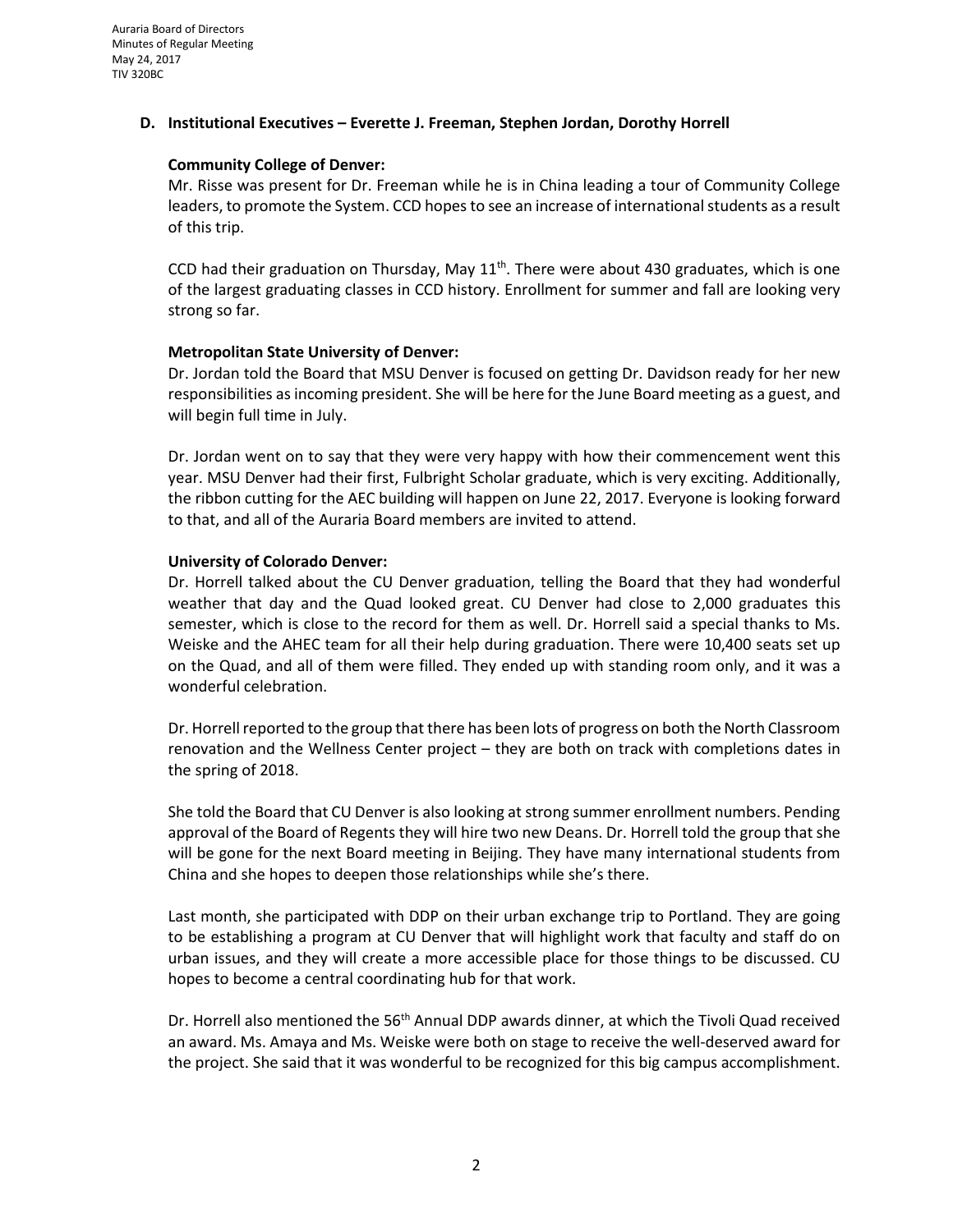### D. Institutional Executives – Everette J. Freeman, Stephen Jordan, Dorothy Horrell

**Community College of Denver:**

Mr. Risse was present for Dr. Freeman while he is in China leading a tour of Community College leaders, to promote the System. CCD hopes to see an increase of international students as a result of this trip.

CCD had their graduation on Thursday, May 11th. There were about 430 graduates, which is one of the largest graduating classes in CCD history. Enrollment for summer and fall are looking very strong so far.

**Metropolitan State University of Denver:**

Dr. Jordan told the Board that MSU Denver is focused on getting Dr. Davidson ready for her new responsibilities as incoming president. She will be here for the June Board meeting as a guest, and will begin full time in July.

Dr. Jordan went on to say that they were very happy with how their commencement went this year. MSU Denver had their first, Fulbright Scholar graduate, which is very exciting. Additionally, the ribbon cutting for the AEC building will happen on June 22, 2017. Everyone is looking forward to that, and all of the Auraria Board members are invited to attend.

**University of Colorado Denver:**

Dr. Horrell talked about the CU Denver graduation, telling the Board that they had wonderful weather that day and the Quad looked great. CU Denver had close to 2,000 graduates this semester, which is close to the record for them as well. Dr. Horrell said a special thanks to Ms. Weiske and the AHEC team for all their help during graduation. There were 10,400 seats set up on the Quad, and all of them were filled. They ended up with standing room only, and it was a wonderful celebration.

Dr. Horrell reported to the group that there has been lots of progress on both the North Classroom renovation and the Wellness Center project – they are both on track with completions dates in the spring of 2018.

She told the Board that CU Denver is also looking at strong summer enrollment numbers. Pending approval of the Board of Regents they will hire two new Deans. Dr. Horrell told the group that she will be gone for the next Board meeting in Beijing. They have many international students from China and she hopes to deepen those relationships while she's there.

Last month, she participated with DDP on their urban exchange trip to Portland. They are going to be establishing a program at CU Denver that will highlight work that faculty and staff do on urban issues, and they will create a more accessible place for those things to be discussed. CU hopes to become a central coordinating hub for that work.

Dr. Horrell also mentioned the 56th Annual DDP awards dinner, at which the Tivoli Quad received an award. Ms. Amaya and Ms. Weiske were both on stage to receive the well-deserved award for the project. She said that it was wonderful to be recognized for this big campus accomplishment.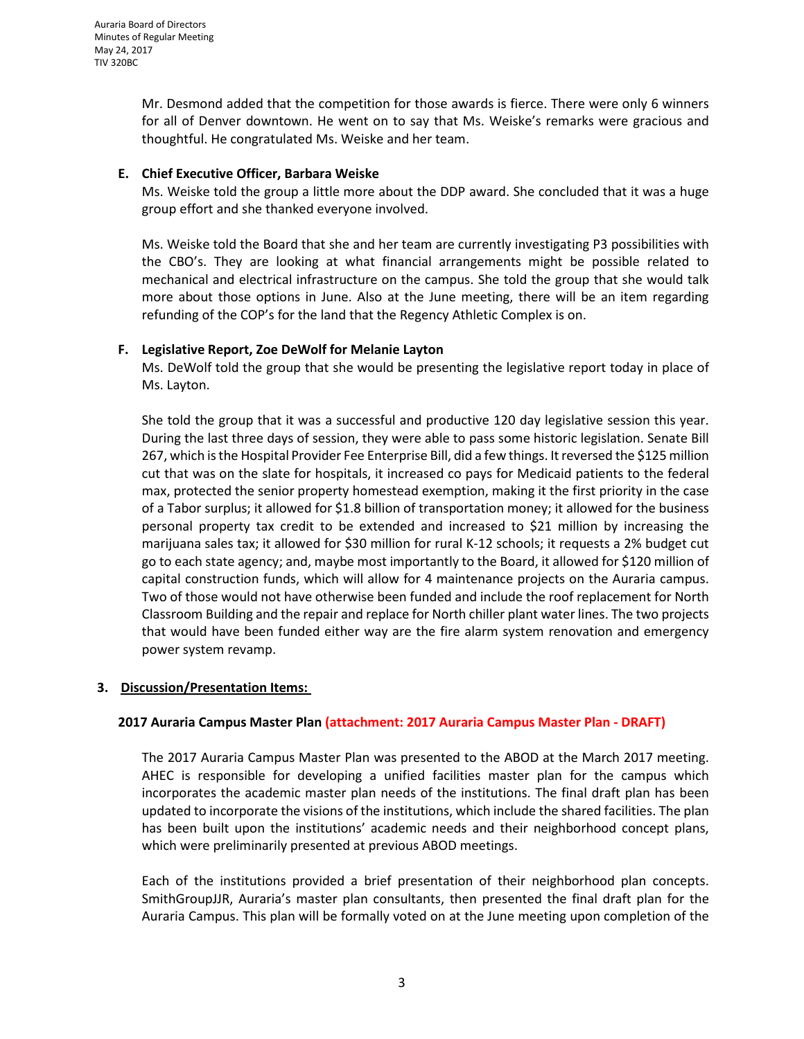Mr. Desmond added that the competition for those awards is fierce. There were only 6 winners for all of Denver downtown. He went on to say that Ms. Weiske's remarks were gracious and thoughtful. He congratulated Ms. Weiske and her team.

**E. Chief Executive Officer, Barbara Weiske**

Ms. Weiske told the group a little more about the DDP award. She concluded that it was a huge group effort and she thanked everyone involved.

Ms. Weiske told the Board that she and her team are currently investigating P3 possibilities with the CBO's. They are looking at what financial arrangements might be possible related to mechanical and electrical infrastructure on the campus. She told the group that she would talk more about those options in June. Also at the June meeting, there will be an item regarding refunding of the COP's for the land that the Regency Athletic Complex is on.

**F. Legislative Report, Zoe DeWolf for Melanie Layton**

Ms. DeWolf told the group that she would be presenting the legislative report today in place of Ms. Layton.

She told the group that it was a successful and productive 120 day legislative session this year. During the last three days of session, they were able to pass some historic legislation. Senate Bill 267, which is the Hospital Provider Fee Enterprise Bill, did a few things. It reversed the $125 million cut that was on the slate for hospitals, it increased co pays for Medicaid patients to the federal max, protected the senior property homestead exemption, making it the first priority in the case of a Tabor surplus; it allowed for $1.8 billion of transportation money; it allowed for the business personal property tax credit to be extended and increased to $21 million by increasing the marijuana sales tax; it allowed for $30 million for rural K-12 schools; it requests a 2% budget cut go to each state agency; and, maybe most importantly to the Board, it allowed for $120 million of capital construction funds, which will allow for 4 maintenance projects on the Auraria campus. Two of those would not have otherwise been funded and include the roof replacement for North Classroom Building and the repair and replace for North chiller plant water lines. The two projects that would have been funded either way are the fire alarm system renovation and emergency power system revamp.

## 3. Discussion/Presentation Items:

**2017 Auraria Campus Master Plan (attachment: 2017 Auraria Campus Master Plan - DRAFT)**

The 2017 Auraria Campus Master Plan was presented to the ABOD at the March 2017 meeting. AHEC is responsible for developing a unified facilities master plan for the campus which incorporates the academic master plan needs of the institutions. The final draft plan has been updated to incorporate the visions of the institutions, which include the shared facilities. The plan has been built upon the institutions' academic needs and their neighborhood concept plans, which were preliminarily presented at previous ABOD meetings.

Each of the institutions provided a brief presentation of their neighborhood plan concepts. SmithGroupJJR, Auraria's master plan consultants, then presented the final draft plan for the Auraria Campus. This plan will be formally voted on at the June meeting upon completion of the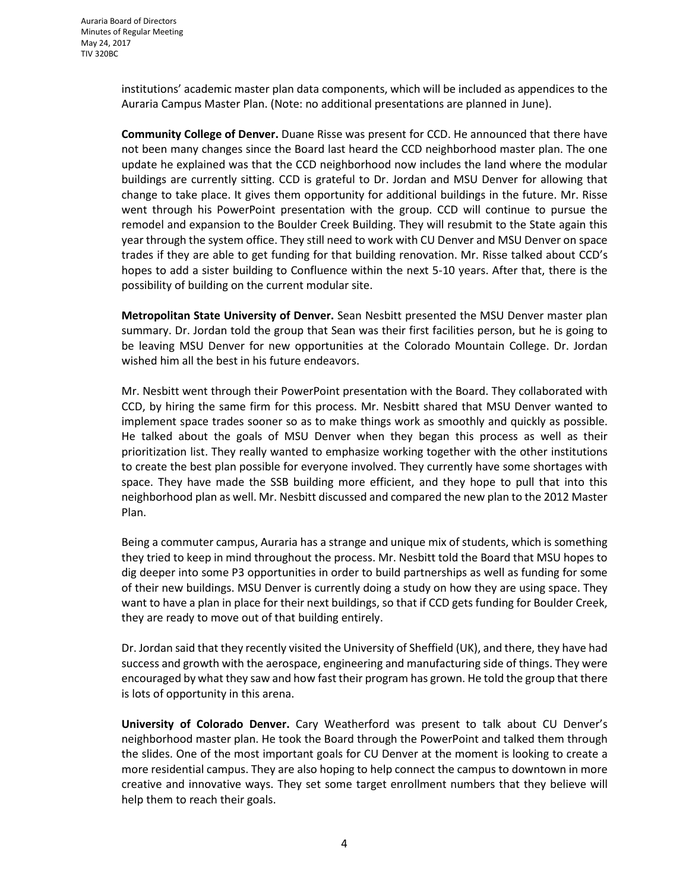institutions' academic master plan data components, which will be included as appendices to the Auraria Campus Master Plan. (Note: no additional presentations are planned in June).

**Community College of Denver.** Duane Risse was present for CCD. He announced that there have not been many changes since the Board last heard the CCD neighborhood master plan. The one update he explained was that the CCD neighborhood now includes the land where the modular buildings are currently sitting. CCD is grateful to Dr. Jordan and MSU Denver for allowing that change to take place. It gives them opportunity for additional buildings in the future. Mr. Risse went through his PowerPoint presentation with the group. CCD will continue to pursue the remodel and expansion to the Boulder Creek Building. They will resubmit to the State again this year through the system office. They still need to work with CU Denver and MSU Denver on space trades if they are able to get funding for that building renovation. Mr. Risse talked about CCD's hopes to add a sister building to Confluence within the next 5-10 years. After that, there is the possibility of building on the current modular site.

**Metropolitan State University of Denver.** Sean Nesbitt presented the MSU Denver master plan summary. Dr. Jordan told the group that Sean was their first facilities person, but he is going to be leaving MSU Denver for new opportunities at the Colorado Mountain College. Dr. Jordan wished him all the best in his future endeavors.

Mr. Nesbitt went through their PowerPoint presentation with the Board. They collaborated with CCD, by hiring the same firm for this process. Mr. Nesbitt shared that MSU Denver wanted to implement space trades sooner so as to make things work as smoothly and quickly as possible. He talked about the goals of MSU Denver when they began this process as well as their prioritization list. They really wanted to emphasize working together with the other institutions to create the best plan possible for everyone involved. They currently have some shortages with space. They have made the SSB building more efficient, and they hope to pull that into this neighborhood plan as well. Mr. Nesbitt discussed and compared the new plan to the 2012 Master Plan.

Being a commuter campus, Auraria has a strange and unique mix of students, which is something they tried to keep in mind throughout the process. Mr. Nesbitt told the Board that MSU hopes to dig deeper into some P3 opportunities in order to build partnerships as well as funding for some of their new buildings. MSU Denver is currently doing a study on how they are using space. They want to have a plan in place for their next buildings, so that if CCD gets funding for Boulder Creek, they are ready to move out of that building entirely.

Dr. Jordan said that they recently visited the University of Sheffield (UK), and there, they have had success and growth with the aerospace, engineering and manufacturing side of things. They were encouraged by what they saw and how fast their program has grown. He told the group that there is lots of opportunity in this arena.

**University of Colorado Denver.** Cary Weatherford was present to talk about CU Denver's neighborhood master plan. He took the Board through the PowerPoint and talked them through the slides. One of the most important goals for CU Denver at the moment is looking to create a more residential campus. They are also hoping to help connect the campus to downtown in more creative and innovative ways. They set some target enrollment numbers that they believe will help them to reach their goals.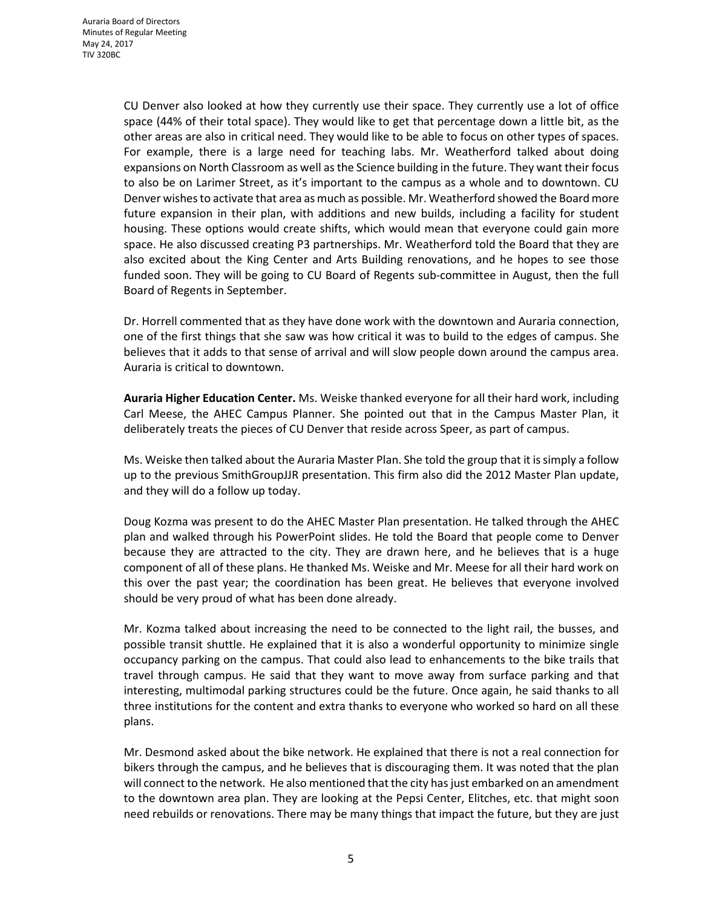CU Denver also looked at how they currently use their space. They currently use a lot of office space (44% of their total space). They would like to get that percentage down a little bit, as the other areas are also in critical need. They would like to be able to focus on other types of spaces. For example, there is a large need for teaching labs. Mr. Weatherford talked about doing expansions on North Classroom as well as the Science building in the future. They want their focus to also be on Larimer Street, as it's important to the campus as a whole and to downtown. CU Denver wishes to activate that area as much as possible. Mr. Weatherford showed the Board more future expansion in their plan, with additions and new builds, including a facility for student housing. These options would create shifts, which would mean that everyone could gain more space. He also discussed creating P3 partnerships. Mr. Weatherford told the Board that they are also excited about the King Center and Arts Building renovations, and he hopes to see those funded soon. They will be going to CU Board of Regents sub-committee in August, then the full Board of Regents in September.

Dr. Horrell commented that as they have done work with the downtown and Auraria connection, one of the first things that she saw was how critical it was to build to the edges of campus. She believes that it adds to that sense of arrival and will slow people down around the campus area. Auraria is critical to downtown.

**Auraria Higher Education Center.** Ms. Weiske thanked everyone for all their hard work, including Carl Meese, the AHEC Campus Planner. She pointed out that in the Campus Master Plan, it deliberately treats the pieces of CU Denver that reside across Speer, as part of campus.

Ms. Weiske then talked about the Auraria Master Plan. She told the group that it is simply a follow up to the previous SmithGroupJJR presentation. This firm also did the 2012 Master Plan update, and they will do a follow up today.

Doug Kozma was present to do the AHEC Master Plan presentation. He talked through the AHEC plan and walked through his PowerPoint slides. He told the Board that people come to Denver because they are attracted to the city. They are drawn here, and he believes that is a huge component of all of these plans. He thanked Ms. Weiske and Mr. Meese for all their hard work on this over the past year; the coordination has been great. He believes that everyone involved should be very proud of what has been done already.

Mr. Kozma talked about increasing the need to be connected to the light rail, the busses, and possible transit shuttle. He explained that it is also a wonderful opportunity to minimize single occupancy parking on the campus. That could also lead to enhancements to the bike trails that travel through campus. He said that they want to move away from surface parking and that interesting, multimodal parking structures could be the future. Once again, he said thanks to all three institutions for the content and extra thanks to everyone who worked so hard on all these plans.

Mr. Desmond asked about the bike network. He explained that there is not a real connection for bikers through the campus, and he believes that is discouraging them. It was noted that the plan will connect to the network. He also mentioned that the city has just embarked on an amendment to the downtown area plan. They are looking at the Pepsi Center, Elitches, etc. that might soon need rebuilds or renovations. There may be many things that impact the future, but they are just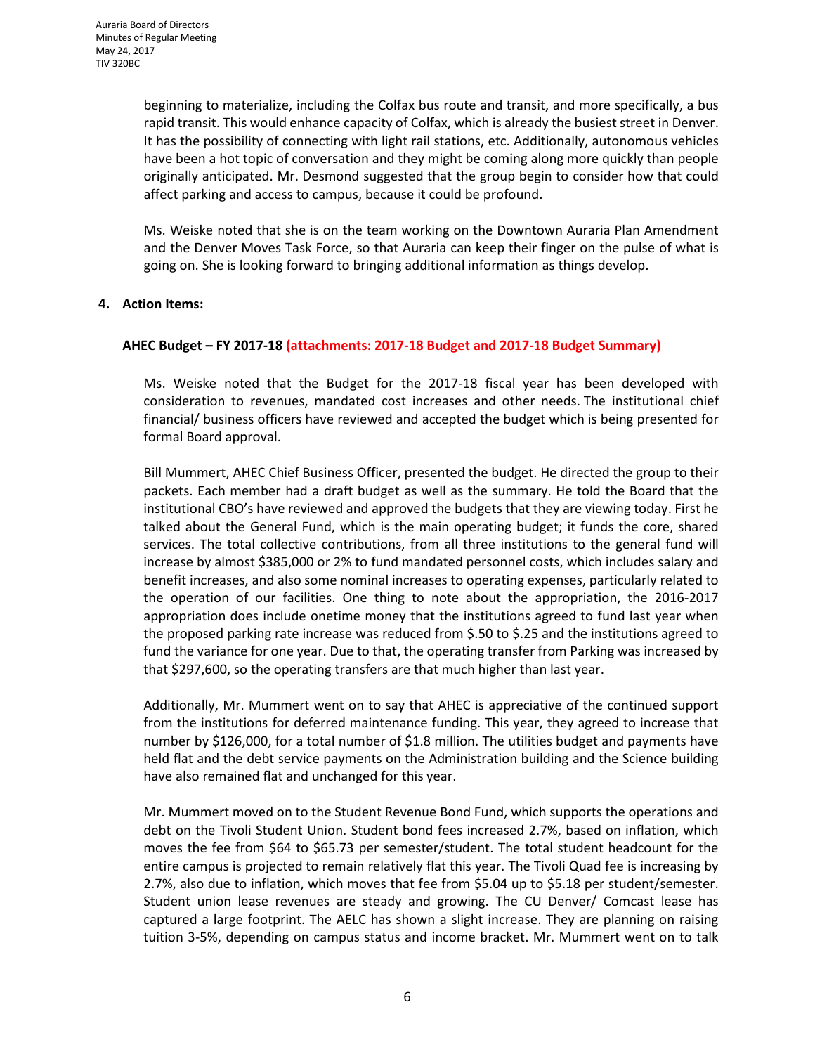beginning to materialize, including the Colfax bus route and transit, and more specifically, a bus rapid transit. This would enhance capacity of Colfax, which is already the busiest street in Denver. It has the possibility of connecting with light rail stations, etc. Additionally, autonomous vehicles have been a hot topic of conversation and they might be coming along more quickly than people originally anticipated. Mr. Desmond suggested that the group begin to consider how that could affect parking and access to campus, because it could be profound.

Ms. Weiske noted that she is on the team working on the Downtown Auraria Plan Amendment and the Denver Moves Task Force, so that Auraria can keep their finger on the pulse of what is going on. She is looking forward to bringing additional information as things develop.

**4. Action Items:**

**AHEC Budget – FY 2017-18 (attachments: 2017-18 Budget and 2017-18 Budget Summary)**

Ms. Weiske noted that the Budget for the 2017-18 fiscal year has been developed with consideration to revenues, mandated cost increases and other needs. The institutional chief financial/ business officers have reviewed and accepted the budget which is being presented for formal Board approval.

Bill Mummert, AHEC Chief Business Officer, presented the budget. He directed the group to their packets. Each member had a draft budget as well as the summary. He told the Board that the institutional CBO's have reviewed and approved the budgets that they are viewing today. First he talked about the General Fund, which is the main operating budget; it funds the core, shared services. The total collective contributions, from all three institutions to the general fund will increase by almost $385,000 or 2% to fund mandated personnel costs, which includes salary and benefit increases, and also some nominal increases to operating expenses, particularly related to the operation of our facilities. One thing to note about the appropriation, the 2016-2017 appropriation does include onetime money that the institutions agreed to fund last year when the proposed parking rate increase was reduced from $.50 to $.25 and the institutions agreed to fund the variance for one year. Due to that, the operating transfer from Parking was increased by that $297,600, so the operating transfers are that much higher than last year.

Additionally, Mr. Mummert went on to say that AHEC is appreciative of the continued support from the institutions for deferred maintenance funding. This year, they agreed to increase that number by $126,000, for a total number of $1.8 million. The utilities budget and payments have held flat and the debt service payments on the Administration building and the Science building have also remained flat and unchanged for this year.

Mr. Mummert moved on to the Student Revenue Bond Fund, which supports the operations and debt on the Tivoli Student Union. Student bond fees increased 2.7%, based on inflation, which moves the fee from $64 to $65.73 per semester/student. The total student headcount for the entire campus is projected to remain relatively flat this year. The Tivoli Quad fee is increasing by 2.7%, also due to inflation, which moves that fee from $5.04 up to $5.18 per student/semester. Student union lease revenues are steady and growing. The CU Denver/ Comcast lease has captured a large footprint. The AELC has shown a slight increase. They are planning on raising tuition 3-5%, depending on campus status and income bracket. Mr. Mummert went on to talk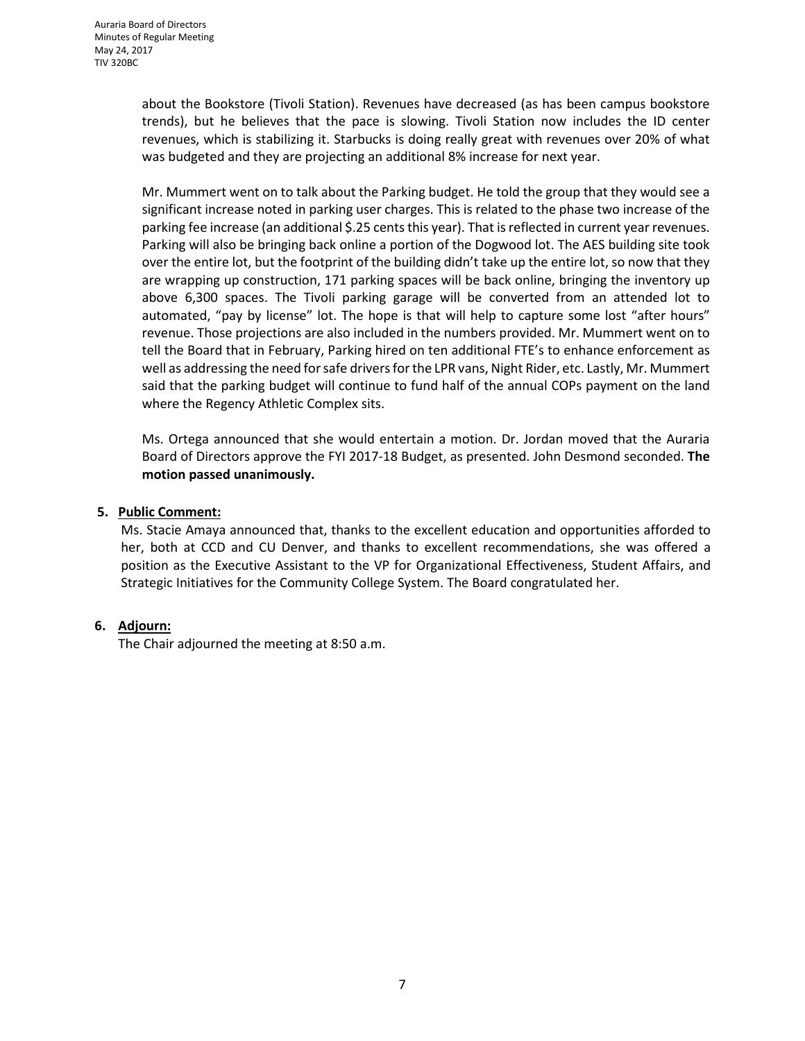about the Bookstore (Tivoli Station). Revenues have decreased (as has been campus bookstore trends), but he believes that the pace is slowing. Tivoli Station now includes the ID center revenues, which is stabilizing it. Starbucks is doing really great with revenues over 20% of what was budgeted and they are projecting an additional 8% increase for next year.

Mr. Mummert went on to talk about the Parking budget. He told the group that they would see a significant increase noted in parking user charges. This is related to the phase two increase of the parking fee increase (an additional $.25 cents this year). That is reflected in current year revenues. Parking will also be bringing back online a portion of the Dogwood lot. The AES building site took over the entire lot, but the footprint of the building didn't take up the entire lot, so now that they are wrapping up construction, 171 parking spaces will be back online, bringing the inventory up above 6,300 spaces. The Tivoli parking garage will be converted from an attended lot to automated, "pay by license" lot. The hope is that will help to capture some lost "after hours" revenue. Those projections are also included in the numbers provided. Mr. Mummert went on to tell the Board that in February, Parking hired on ten additional FTE's to enhance enforcement as well as addressing the need for safe drivers for the LPR vans, Night Rider, etc. Lastly, Mr. Mummert said that the parking budget will continue to fund half of the annual COPs payment on the land where the Regency Athletic Complex sits.

Ms. Ortega announced that she would entertain a motion. Dr. Jordan moved that the Auraria Board of Directors approve the FYI 2017-18 Budget, as presented. John Desmond seconded. **The motion passed unanimously.**

5. **Public Comment:**

Ms. Stacie Amaya announced that, thanks to the excellent education and opportunities afforded to her, both at CCD and CU Denver, and thanks to excellent recommendations, she was offered a position as the Executive Assistant to the VP for Organizational Effectiveness, Student Affairs, and Strategic Initiatives for the Community College System. The Board congratulated her.

6. **Adjourn:**

The Chair adjourned the meeting at 8:50 a.m.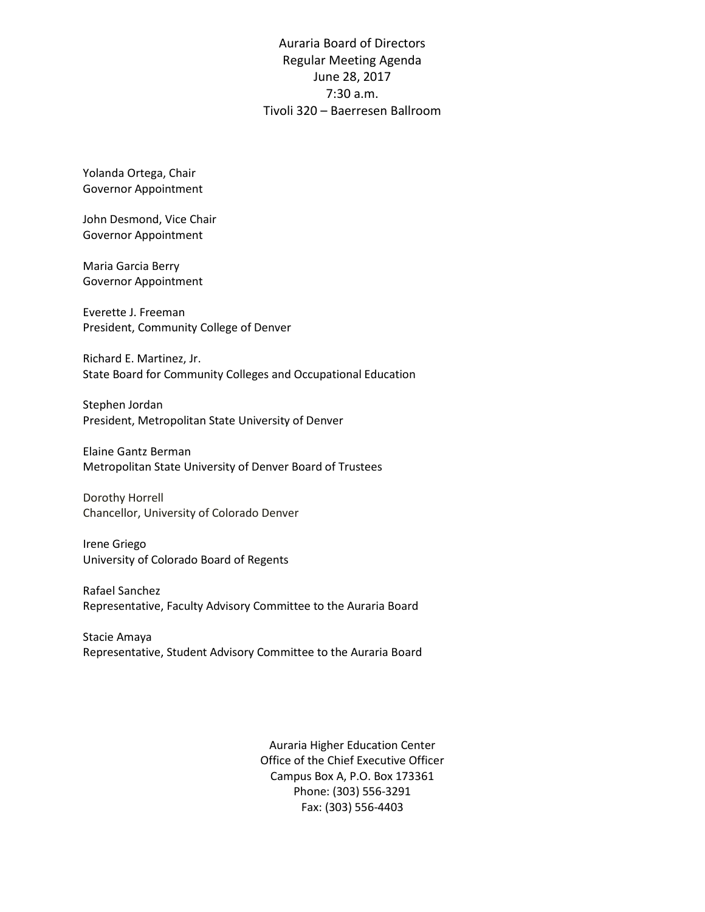# Auraria Board of Directors
## Regular Meeting Agenda
June 28, 2017
7:30 a.m.
Tivoli 320 – Baerresen Ballroom

Yolanda Ortega, Chair
Governor Appointment

John Desmond, Vice Chair
Governor Appointment

Maria Garcia Berry
Governor Appointment

Everette J. Freeman
President, Community College of Denver

Richard E. Martinez, Jr.
State Board for Community Colleges and Occupational Education

Stephen Jordan
President, Metropolitan State University of Denver

Elaine Gantz Berman
Metropolitan State University of Denver Board of Trustees

Dorothy Horrell
Chancellor, University of Colorado Denver

Irene Griego
University of Colorado Board of Regents

Rafael Sanchez
Representative, Faculty Advisory Committee to the Auraria Board

Stacie Amaya
Representative, Student Advisory Committee to the Auraria Board

Auraria Higher Education Center
Office of the Chief Executive Officer
Campus Box A, P.O. Box 173361
Phone: (303) 556-3291
Fax: (303) 556-4403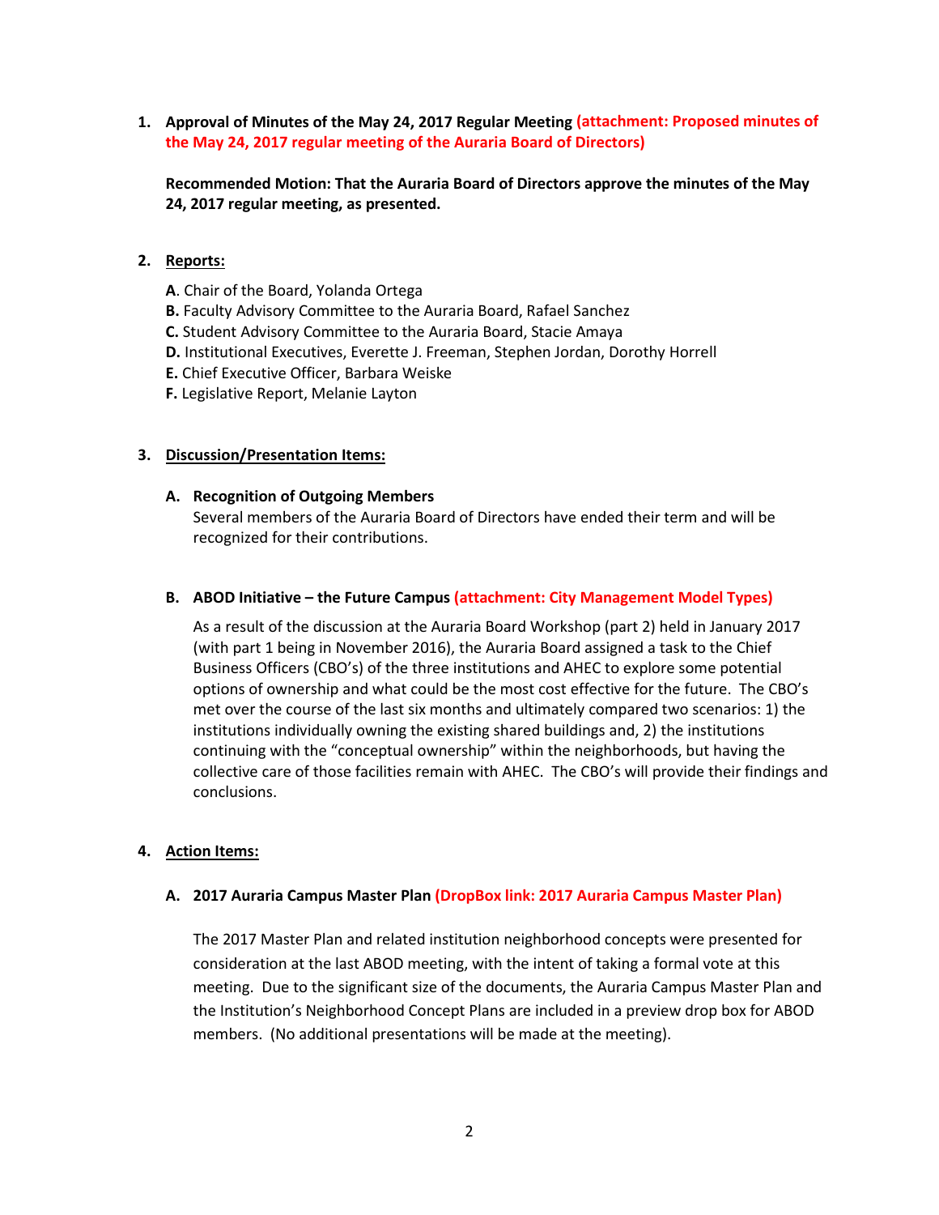1. **Approval of Minutes of the May 24, 2017 Regular Meeting (attachment: Proposed minutes of the May 24, 2017 regular meeting of the Auraria Board of Directors)**

   **Recommended Motion: That the Auraria Board of Directors approve the minutes of the May 24, 2017 regular meeting, as presented.**

2. **Reports:**

   **A**. Chair of the Board, Yolanda Ortega
   **B.** Faculty Advisory Committee to the Auraria Board, Rafael Sanchez
   **C.** Student Advisory Committee to the Auraria Board, Stacie Amaya
   **D.** Institutional Executives, Everette J. Freeman, Stephen Jordan, Dorothy Horrell
   **E.** Chief Executive Officer, Barbara Weiske
   **F.** Legislative Report, Melanie Layton

3. **Discussion/Presentation Items:**

   **A. Recognition of Outgoing Members**
   Several members of the Auraria Board of Directors have ended their term and will be recognized for their contributions.

   **B. ABOD Initiative – the Future Campus (attachment: City Management Model Types)**

   As a result of the discussion at the Auraria Board Workshop (part 2) held in January 2017 (with part 1 being in November 2016), the Auraria Board assigned a task to the Chief Business Officers (CBO's) of the three institutions and AHEC to explore some potential options of ownership and what could be the most cost effective for the future. The CBO's met over the course of the last six months and ultimately compared two scenarios: 1) the institutions individually owning the existing shared buildings and, 2) the institutions continuing with the "conceptual ownership" within the neighborhoods, but having the collective care of those facilities remain with AHEC. The CBO's will provide their findings and conclusions.

4. **Action Items:**

   **A. 2017 Auraria Campus Master Plan (DropBox link: 2017 Auraria Campus Master Plan)**

   The 2017 Master Plan and related institution neighborhood concepts were presented for consideration at the last ABOD meeting, with the intent of taking a formal vote at this meeting. Due to the significant size of the documents, the Auraria Campus Master Plan and the Institution's Neighborhood Concept Plans are included in a preview drop box for ABOD members. (No additional presentations will be made at the meeting).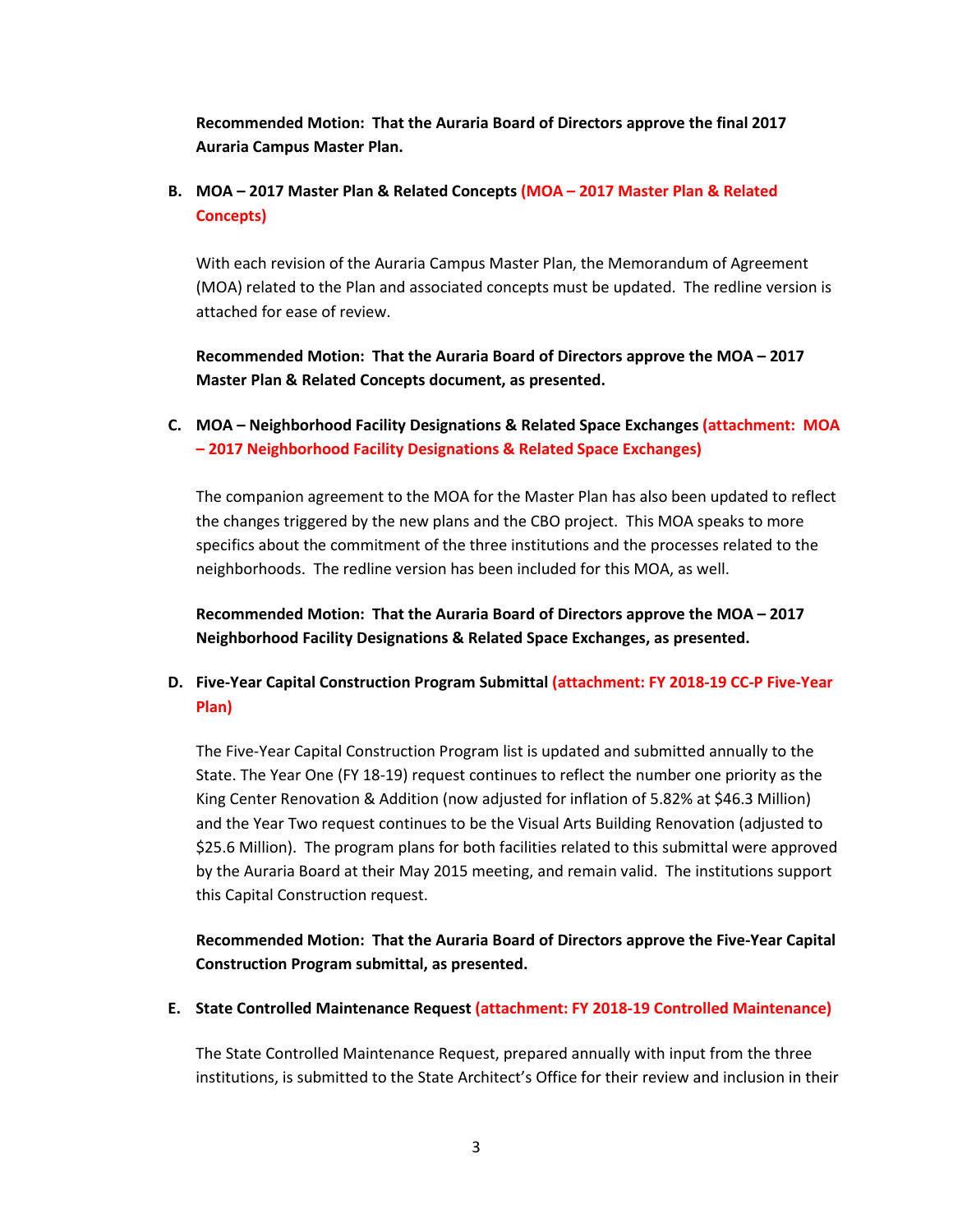**Recommended Motion: That the Auraria Board of Directors approve the final 2017 Auraria Campus Master Plan.**

**B. MOA – 2017 Master Plan & Related Concepts (MOA – 2017 Master Plan & Related Concepts)**

With each revision of the Auraria Campus Master Plan, the Memorandum of Agreement (MOA) related to the Plan and associated concepts must be updated. The redline version is attached for ease of review.

**Recommended Motion: That the Auraria Board of Directors approve the MOA – 2017 Master Plan & Related Concepts document, as presented.**

**C. MOA – Neighborhood Facility Designations & Related Space Exchanges (attachment: MOA – 2017 Neighborhood Facility Designations & Related Space Exchanges)**

The companion agreement to the MOA for the Master Plan has also been updated to reflect the changes triggered by the new plans and the CBO project. This MOA speaks to more specifics about the commitment of the three institutions and the processes related to the neighborhoods. The redline version has been included for this MOA, as well.

**Recommended Motion: That the Auraria Board of Directors approve the MOA – 2017 Neighborhood Facility Designations & Related Space Exchanges, as presented.**

**D. Five-Year Capital Construction Program Submittal (attachment: FY 2018-19 CC-P Five-Year Plan)**

The Five-Year Capital Construction Program list is updated and submitted annually to the State. The Year One (FY 18-19) request continues to reflect the number one priority as the King Center Renovation & Addition (now adjusted for inflation of 5.82% at $46.3 Million) and the Year Two request continues to be the Visual Arts Building Renovation (adjusted to $25.6 Million). The program plans for both facilities related to this submittal were approved by the Auraria Board at their May 2015 meeting, and remain valid. The institutions support this Capital Construction request.

**Recommended Motion: That the Auraria Board of Directors approve the Five-Year Capital Construction Program submittal, as presented.**

**E. State Controlled Maintenance Request (attachment: FY 2018-19 Controlled Maintenance)**

The State Controlled Maintenance Request, prepared annually with input from the three institutions, is submitted to the State Architect's Office for their review and inclusion in their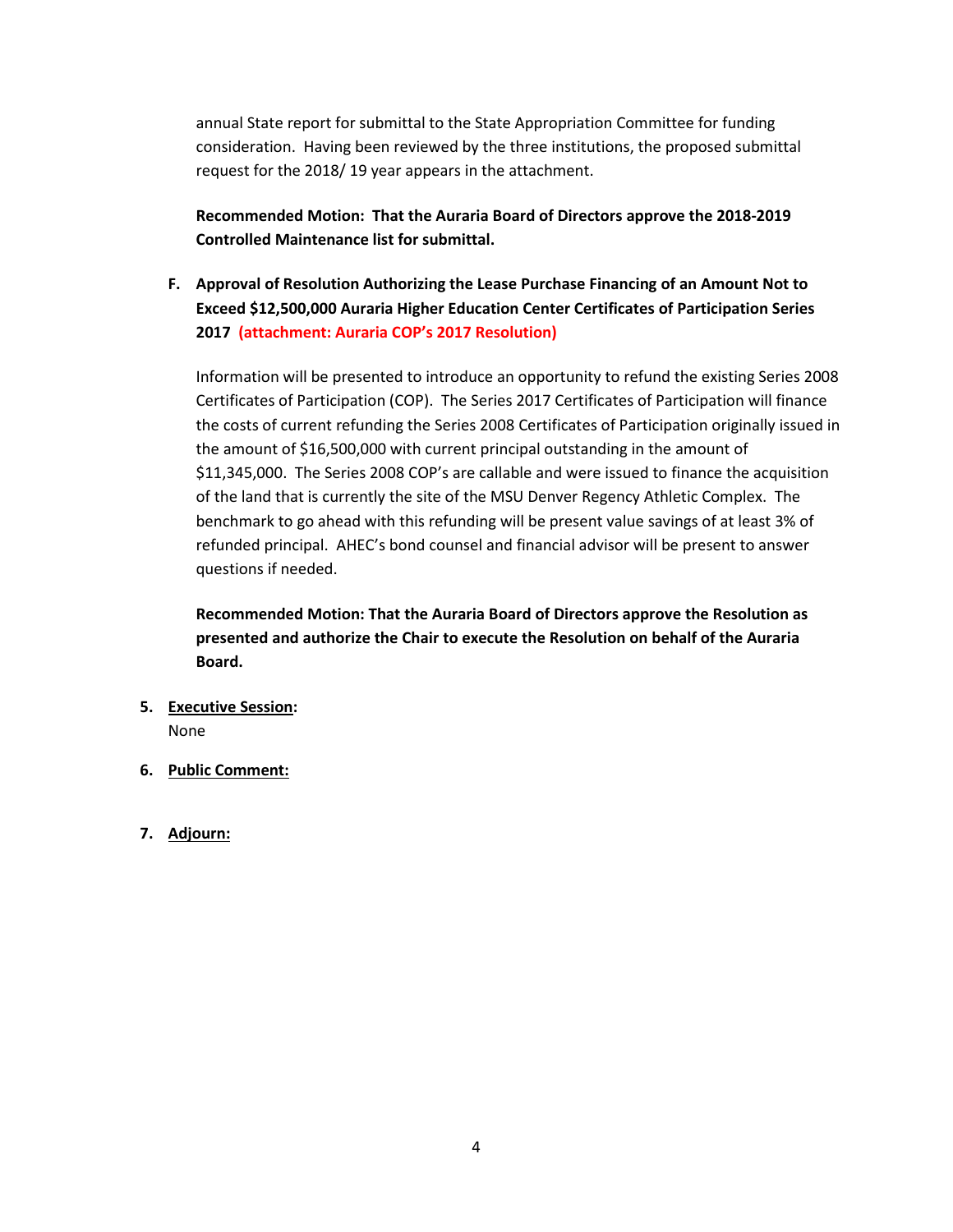annual State report for submittal to the State Appropriation Committee for funding consideration. Having been reviewed by the three institutions, the proposed submittal request for the 2018/ 19 year appears in the attachment.

**Recommended Motion: That the Auraria Board of Directors approve the 2018-2019 Controlled Maintenance list for submittal.**

**F. Approval of Resolution Authorizing the Lease Purchase Financing of an Amount Not to Exceed $12,500,000 Auraria Higher Education Center Certificates of Participation Series 2017 (attachment: Auraria COP's 2017 Resolution)**

Information will be presented to introduce an opportunity to refund the existing Series 2008 Certificates of Participation (COP). The Series 2017 Certificates of Participation will finance the costs of current refunding the Series 2008 Certificates of Participation originally issued in the amount of $16,500,000 with current principal outstanding in the amount of $11,345,000. The Series 2008 COP's are callable and were issued to finance the acquisition of the land that is currently the site of the MSU Denver Regency Athletic Complex. The benchmark to go ahead with this refunding will be present value savings of at least 3% of refunded principal. AHEC's bond counsel and financial advisor will be present to answer questions if needed.

**Recommended Motion: That the Auraria Board of Directors approve the Resolution as presented and authorize the Chair to execute the Resolution on behalf of the Auraria Board.**

5. **Executive Session:**
   None

6. **Public Comment:**

7. **Adjourn:**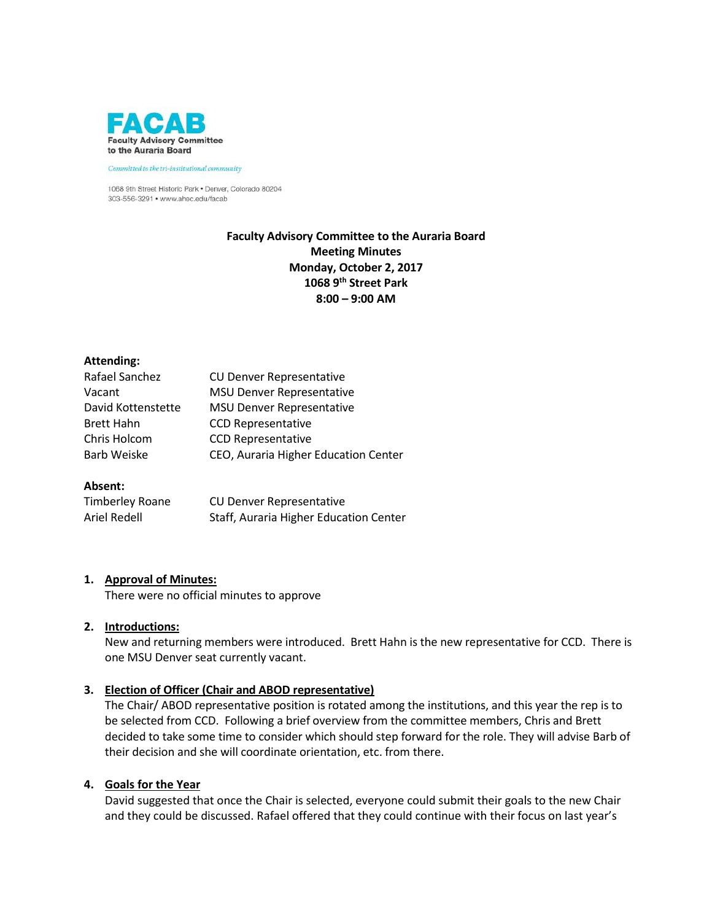**FACAB**
**Faculty Advisory Committee to the Auraria Board**

*Committed to the tri-institutional community*

1068 9th Street Historic Park • Denver, Colorado 80204
303-556-3291 • www.ahec.edu/facab

**Faculty Advisory Committee to the Auraria Board**
**Meeting Minutes**
**Monday, October 2, 2017**
**1068 9th Street Park**
**8:00 – 9:00 AM**

**Attending:**

| | |
|---|---|
| Rafael Sanchez | CU Denver Representative |
| Vacant | MSU Denver Representative |
| David Kottenstette | MSU Denver Representative |
| Brett Hahn | CCD Representative |
| Chris Holcom | CCD Representative |
| Barb Weiske | CEO, Auraria Higher Education Center |

**Absent:**

| | |
|---|---|
| Timberley Roane | CU Denver Representative |
| Ariel Redell | Staff, Auraria Higher Education Center |

1. **Approval of Minutes:**
   There were no official minutes to approve

2. **Introductions:**
   New and returning members were introduced. Brett Hahn is the new representative for CCD. There is one MSU Denver seat currently vacant.

3. **Election of Officer (Chair and ABOD representative)**
   The Chair/ ABOD representative position is rotated among the institutions, and this year the rep is to be selected from CCD. Following a brief overview from the committee members, Chris and Brett decided to take some time to consider which should step forward for the role. They will advise Barb of their decision and she will coordinate orientation, etc. from there.

4. **Goals for the Year**
   David suggested that once the Chair is selected, everyone could submit their goals to the new Chair and they could be discussed. Rafael offered that they could continue with their focus on last year's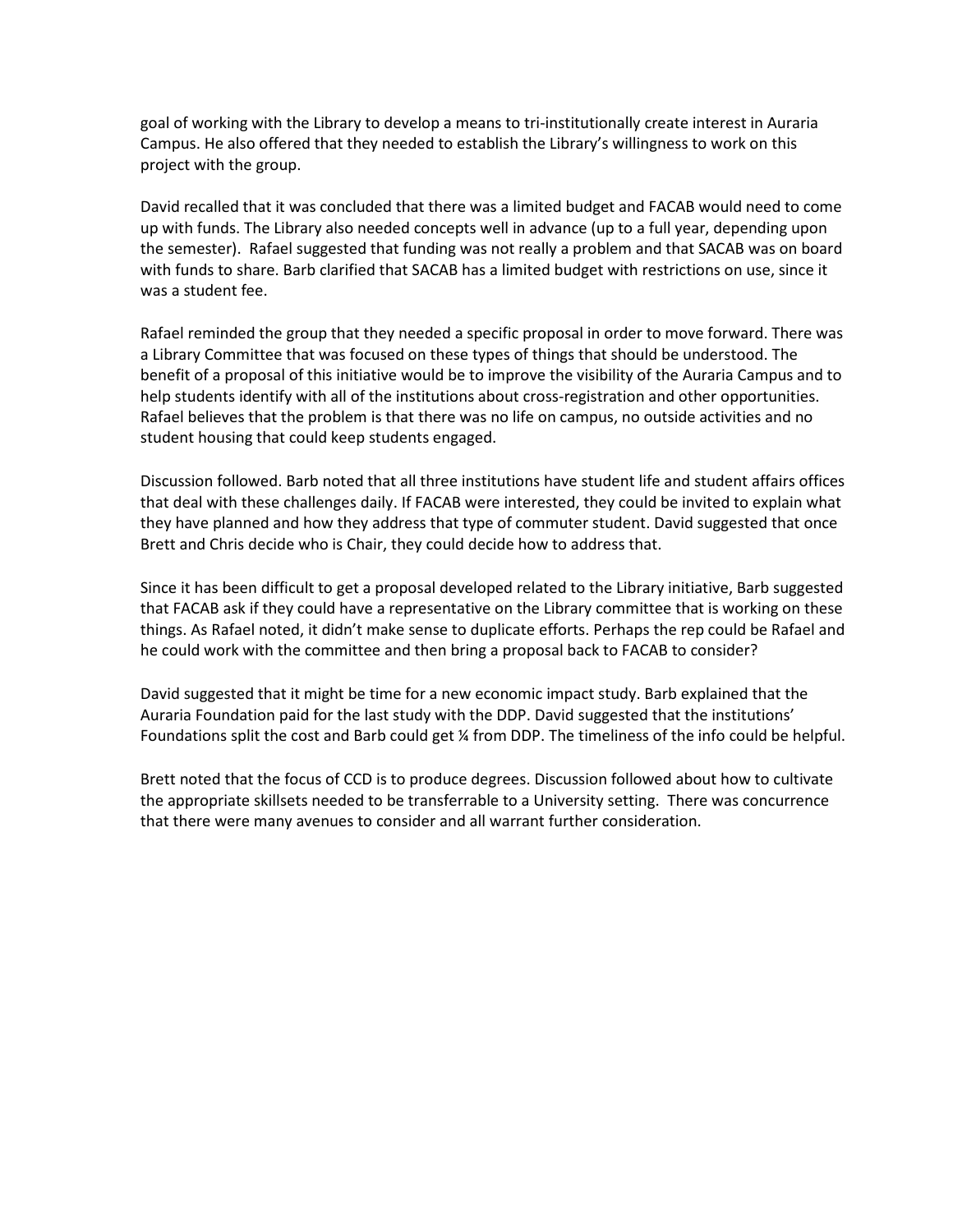goal of working with the Library to develop a means to tri-institutionally create interest in Auraria Campus. He also offered that they needed to establish the Library's willingness to work on this project with the group.

David recalled that it was concluded that there was a limited budget and FACAB would need to come up with funds. The Library also needed concepts well in advance (up to a full year, depending upon the semester). Rafael suggested that funding was not really a problem and that SACAB was on board with funds to share. Barb clarified that SACAB has a limited budget with restrictions on use, since it was a student fee.

Rafael reminded the group that they needed a specific proposal in order to move forward. There was a Library Committee that was focused on these types of things that should be understood. The benefit of a proposal of this initiative would be to improve the visibility of the Auraria Campus and to help students identify with all of the institutions about cross-registration and other opportunities. Rafael believes that the problem is that there was no life on campus, no outside activities and no student housing that could keep students engaged.

Discussion followed. Barb noted that all three institutions have student life and student affairs offices that deal with these challenges daily. If FACAB were interested, they could be invited to explain what they have planned and how they address that type of commuter student. David suggested that once Brett and Chris decide who is Chair, they could decide how to address that.

Since it has been difficult to get a proposal developed related to the Library initiative, Barb suggested that FACAB ask if they could have a representative on the Library committee that is working on these things. As Rafael noted, it didn't make sense to duplicate efforts. Perhaps the rep could be Rafael and he could work with the committee and then bring a proposal back to FACAB to consider?

David suggested that it might be time for a new economic impact study. Barb explained that the Auraria Foundation paid for the last study with the DDP. David suggested that the institutions' Foundations split the cost and Barb could get ¼ from DDP. The timeliness of the info could be helpful.

Brett noted that the focus of CCD is to produce degrees. Discussion followed about how to cultivate the appropriate skillsets needed to be transferrable to a University setting. There was concurrence that there were many avenues to consider and all warrant further consideration.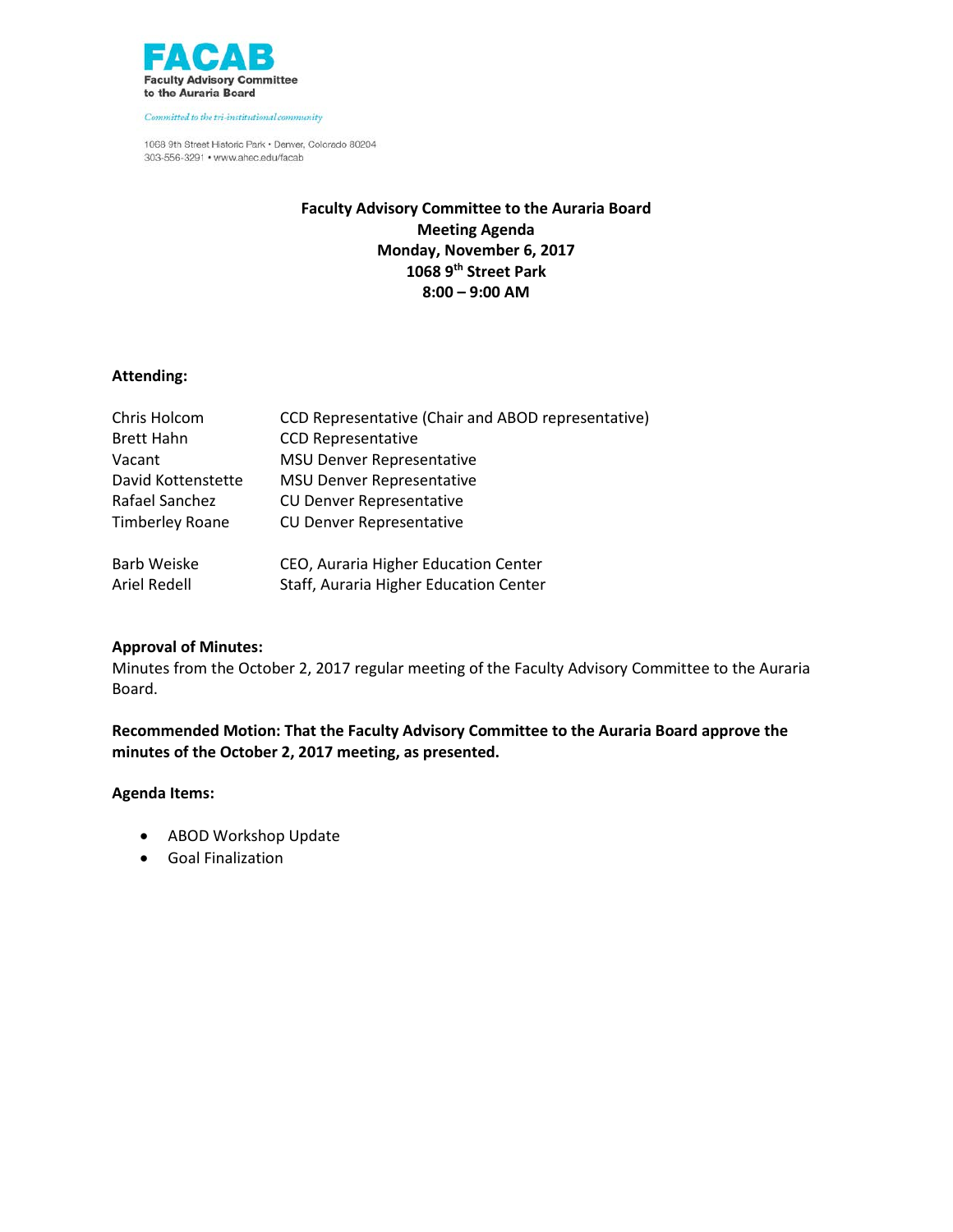**FACAB**
**Faculty Advisory Committee to the Auraria Board**

*Committed to the tri-institutional community*

1068 9th Street Historic Park • Denver, Colorado 80204
303-556-3291 • www.ahec.edu/facab

**Faculty Advisory Committee to the Auraria Board**
**Meeting Agenda**
**Monday, November 6, 2017**
**1068 9th Street Park**
**8:00 – 9:00 AM**

**Attending:**

| | |
|---|---|
| Chris Holcom | CCD Representative (Chair and ABOD representative) |
| Brett Hahn | CCD Representative |
| Vacant | MSU Denver Representative |
| David Kottenstette | MSU Denver Representative |
| Rafael Sanchez | CU Denver Representative |
| Timberley Roane | CU Denver Representative |
| Barb Weiske | CEO, Auraria Higher Education Center |
| Ariel Redell | Staff, Auraria Higher Education Center |

**Approval of Minutes:**
Minutes from the October 2, 2017 regular meeting of the Faculty Advisory Committee to the Auraria Board.

**Recommended Motion: That the Faculty Advisory Committee to the Auraria Board approve the minutes of the October 2, 2017 meeting, as presented.**

**Agenda Items:**

- ABOD Workshop Update
- Goal Finalization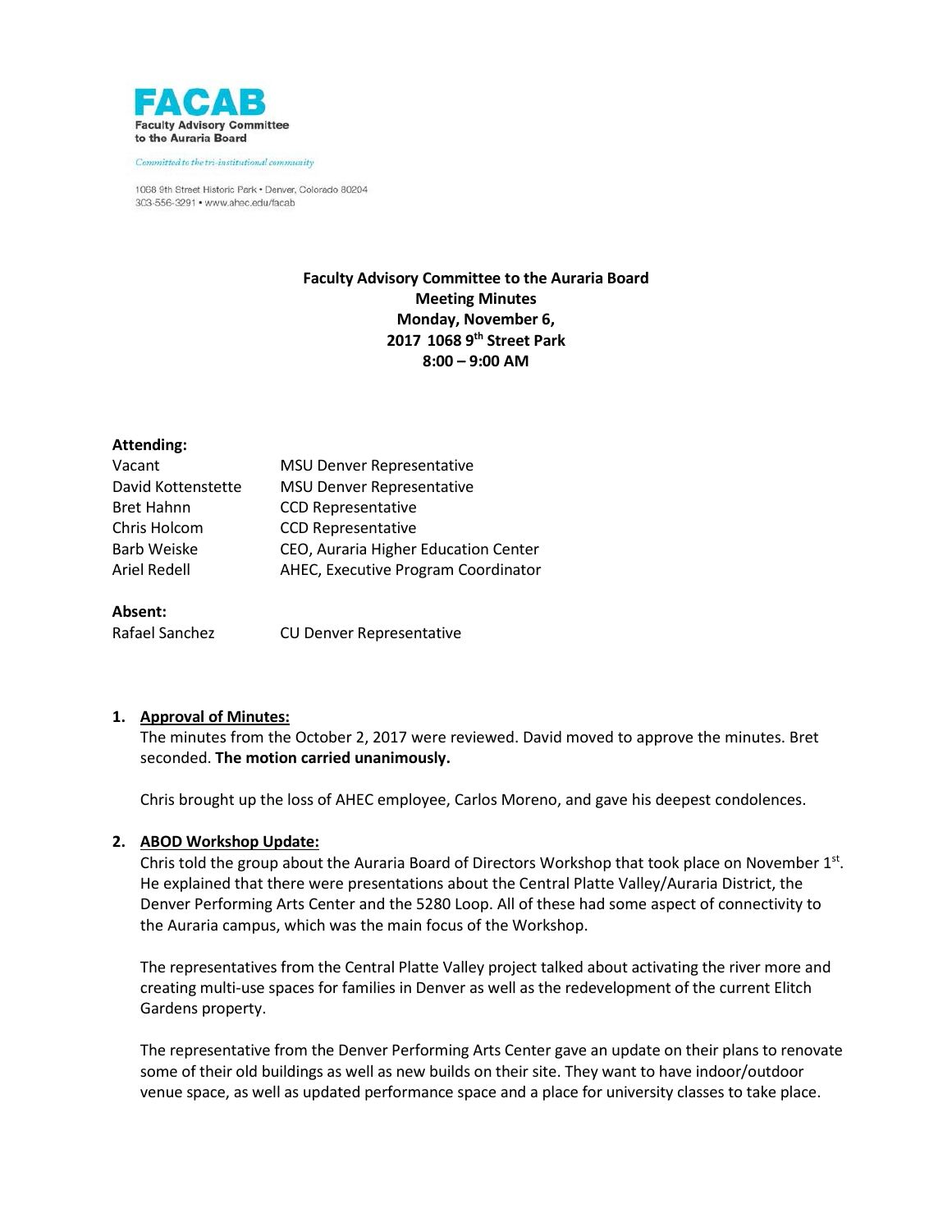**FACAB**
**Faculty Advisory Committee to the Auraria Board**

*Committed to the tri-institutional community*

1068 9th Street Historic Park • Denver, Colorado 80204
303-556-3291 • www.ahec.edu/facab

**Faculty Advisory Committee to the Auraria Board**
**Meeting Minutes**
**Monday, November 6, 2017 1068 9th Street Park**
**8:00 – 9:00 AM**

**Attending:**

| | |
|---|---|
| Vacant | MSU Denver Representative |
| David Kottenstette | MSU Denver Representative |
| Bret Hahnn | CCD Representative |
| Chris Holcom | CCD Representative |
| Barb Weiske | CEO, Auraria Higher Education Center |
| Ariel Redell | AHEC, Executive Program Coordinator |

**Absent:**

| | |
|---|---|
| Rafael Sanchez | CU Denver Representative |

1. **Approval of Minutes:**
   The minutes from the October 2, 2017 were reviewed. David moved to approve the minutes. Bret seconded. **The motion carried unanimously.**

   Chris brought up the loss of AHEC employee, Carlos Moreno, and gave his deepest condolences.

2. **ABOD Workshop Update:**
   Chris told the group about the Auraria Board of Directors Workshop that took place on November 1st. He explained that there were presentations about the Central Platte Valley/Auraria District, the Denver Performing Arts Center and the 5280 Loop. All of these had some aspect of connectivity to the Auraria campus, which was the main focus of the Workshop.

   The representatives from the Central Platte Valley project talked about activating the river more and creating multi-use spaces for families in Denver as well as the redevelopment of the current Elitch Gardens property.

   The representative from the Denver Performing Arts Center gave an update on their plans to renovate some of their old buildings as well as new builds on their site. They want to have indoor/outdoor venue space, as well as updated performance space and a place for university classes to take place.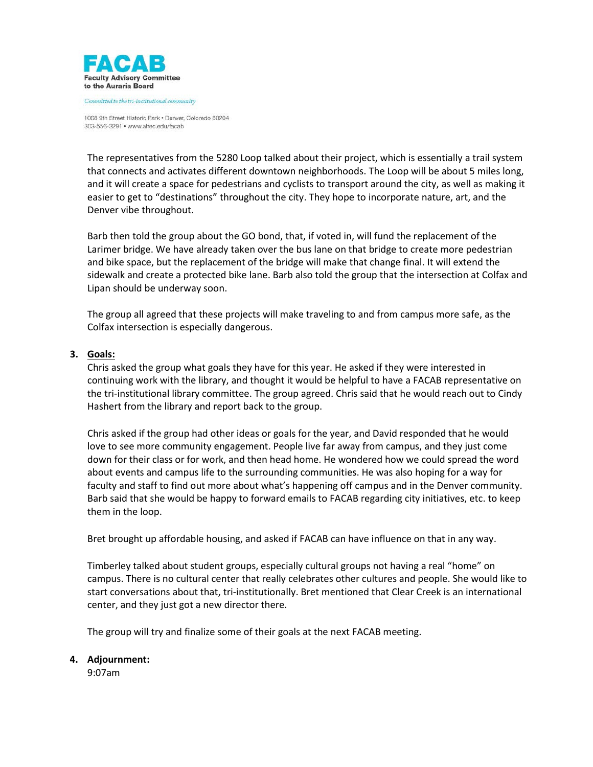The representatives from the 5280 Loop talked about their project, which is essentially a trail system that connects and activates different downtown neighborhoods. The Loop will be about 5 miles long, and it will create a space for pedestrians and cyclists to transport around the city, as well as making it easier to get to “destinations” throughout the city. They hope to incorporate nature, art, and the Denver vibe throughout.

Barb then told the group about the GO bond, that, if voted in, will fund the replacement of the Larimer bridge. We have already taken over the bus lane on that bridge to create more pedestrian and bike space, but the replacement of the bridge will make that change final. It will extend the sidewalk and create a protected bike lane. Barb also told the group that the intersection at Colfax and Lipan should be underway soon.

The group all agreed that these projects will make traveling to and from campus more safe, as the Colfax intersection is especially dangerous.

3. **Goals:**
   Chris asked the group what goals they have for this year. He asked if they were interested in continuing work with the library, and thought it would be helpful to have a FACAB representative on the tri-institutional library committee. The group agreed. Chris said that he would reach out to Cindy Hashert from the library and report back to the group.

   Chris asked if the group had other ideas or goals for the year, and David responded that he would love to see more community engagement. People live far away from campus, and they just come down for their class or for work, and then head home. He wondered how we could spread the word about events and campus life to the surrounding communities. He was also hoping for a way for faculty and staff to find out more about what’s happening off campus and in the Denver community. Barb said that she would be happy to forward emails to FACAB regarding city initiatives, etc. to keep them in the loop.

   Bret brought up affordable housing, and asked if FACAB can have influence on that in any way.

   Timberley talked about student groups, especially cultural groups not having a real “home” on campus. There is no cultural center that really celebrates other cultures and people. She would like to start conversations about that, tri-institutionally. Bret mentioned that Clear Creek is an international center, and they just got a new director there.

   The group will try and finalize some of their goals at the next FACAB meeting.

4. **Adjournment:**
   9:07am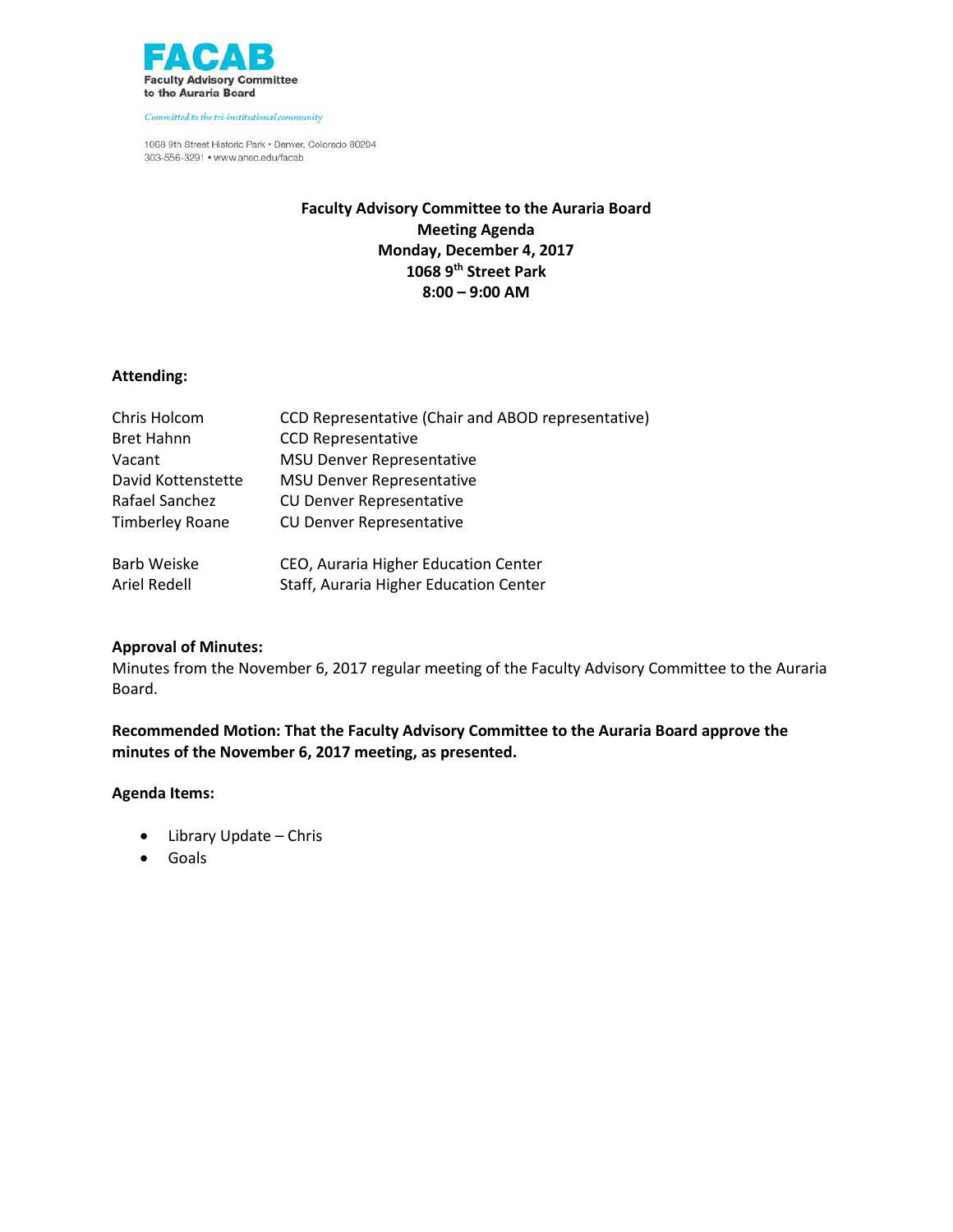**FACAB**
**Faculty Advisory Committee to the Auraria Board**

*Committed to the tri-institutional community*

1068 9th Street Historic Park • Denver, Colorado 80204
303-556-3291 • www.ahec.edu/facab

**Faculty Advisory Committee to the Auraria Board**
**Meeting Agenda**
**Monday, December 4, 2017**
**1068 9th Street Park**
**8:00 – 9:00 AM**

**Attending:**

| | |
|---|---|
| Chris Holcom | CCD Representative (Chair and ABOD representative) |
| Bret Hahnn | CCD Representative |
| Vacant | MSU Denver Representative |
| David Kottenstette | MSU Denver Representative |
| Rafael Sanchez | CU Denver Representative |
| Timberley Roane | CU Denver Representative |
| | |
| Barb Weiske | CEO, Auraria Higher Education Center |
| Ariel Redell | Staff, Auraria Higher Education Center |

**Approval of Minutes:**
Minutes from the November 6, 2017 regular meeting of the Faculty Advisory Committee to the Auraria Board.

**Recommended Motion: That the Faculty Advisory Committee to the Auraria Board approve the minutes of the November 6, 2017 meeting, as presented.**

**Agenda Items:**

- Library Update – Chris
- Goals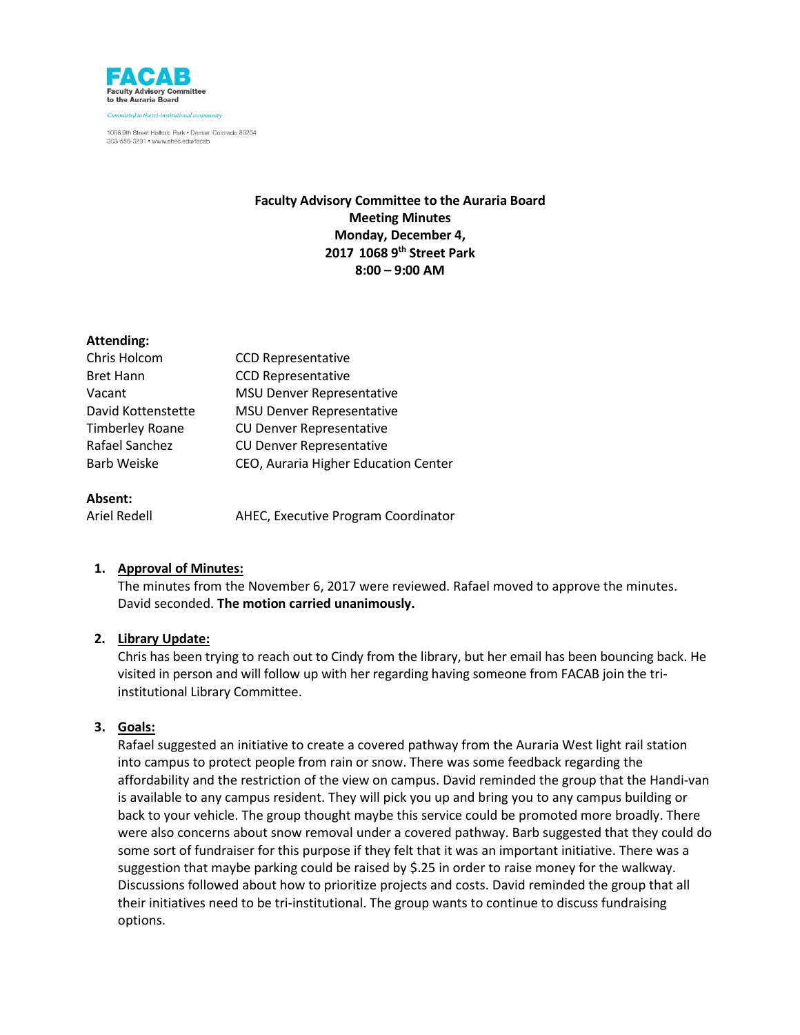**FACAB**
**Faculty Advisory Committee to the Auraria Board**

*Committed to the tri-institutional community*

1068 9th Street Historic Park • Denver, Colorado 80204
303-556-3291 • www.ahec.edu/facab

**Faculty Advisory Committee to the Auraria Board**
**Meeting Minutes**
**Monday, December 4,**
**2017 1068 9th Street Park**
**8:00 – 9:00 AM**

**Attending:**

| | |
|---|---|
| Chris Holcom | CCD Representative |
| Bret Hann | CCD Representative |
| Vacant | MSU Denver Representative |
| David Kottenstette | MSU Denver Representative |
| Timberley Roane | CU Denver Representative |
| Rafael Sanchez | CU Denver Representative |
| Barb Weiske | CEO, Auraria Higher Education Center |

**Absent:**

| | |
|---|---|
| Ariel Redell | AHEC, Executive Program Coordinator |

1. **Approval of Minutes:**
   The minutes from the November 6, 2017 were reviewed. Rafael moved to approve the minutes. David seconded. **The motion carried unanimously.**

2. **Library Update:**
   Chris has been trying to reach out to Cindy from the library, but her email has been bouncing back. He visited in person and will follow up with her regarding having someone from FACAB join the tri-institutional Library Committee.

3. **Goals:**
   Rafael suggested an initiative to create a covered pathway from the Auraria West light rail station into campus to protect people from rain or snow. There was some feedback regarding the affordability and the restriction of the view on campus. David reminded the group that the Handi-van is available to any campus resident. They will pick you up and bring you to any campus building or back to your vehicle. The group thought maybe this service could be promoted more broadly. There were also concerns about snow removal under a covered pathway. Barb suggested that they could do some sort of fundraiser for this purpose if they felt that it was an important initiative. There was a suggestion that maybe parking could be raised by $.25 in order to raise money for the walkway. Discussions followed about how to prioritize projects and costs. David reminded the group that all their initiatives need to be tri-institutional. The group wants to continue to discuss fundraising options.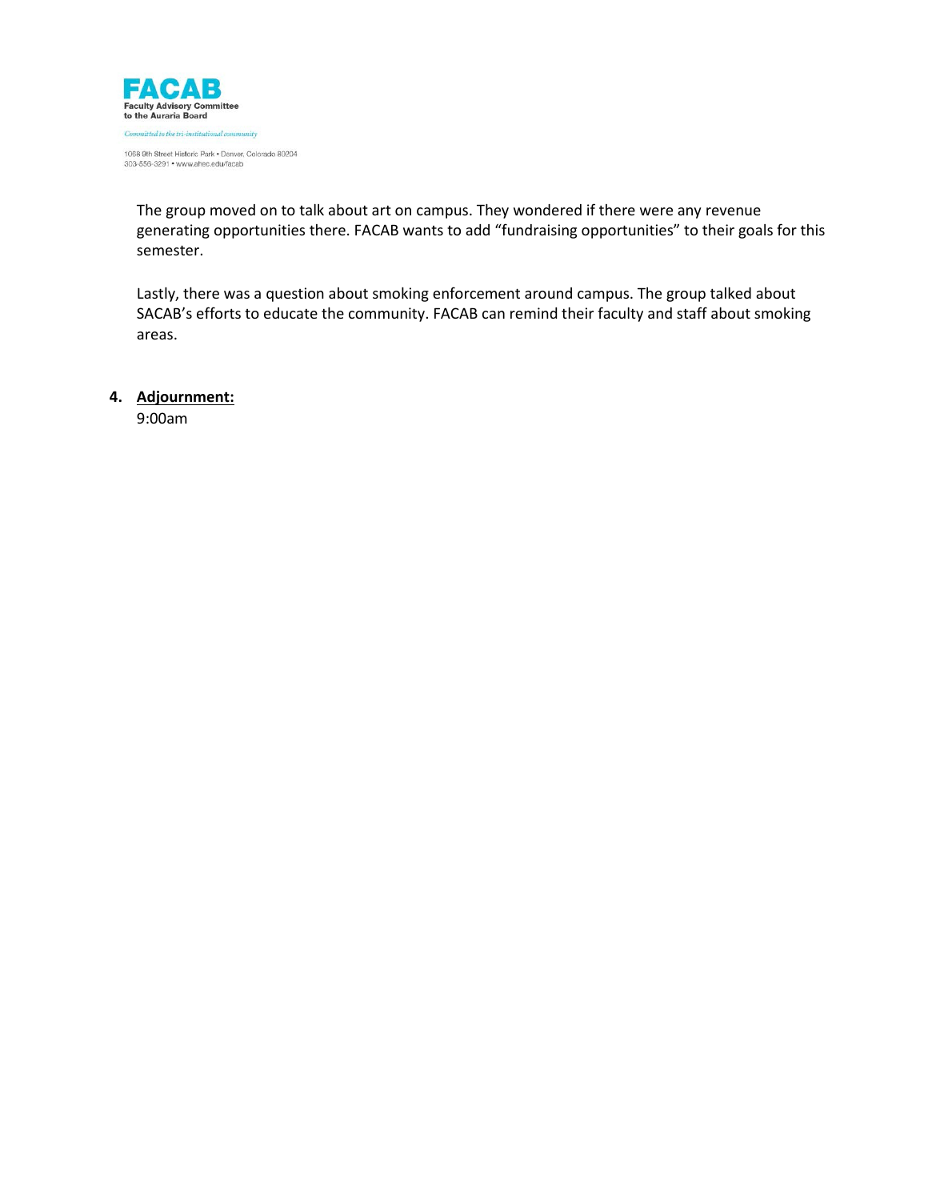The group moved on to talk about art on campus. They wondered if there were any revenue generating opportunities there. FACAB wants to add "fundraising opportunities" to their goals for this semester.

Lastly, there was a question about smoking enforcement around campus. The group talked about SACAB's efforts to educate the community. FACAB can remind their faculty and staff about smoking areas.

4. **Adjournment:**
   9:00am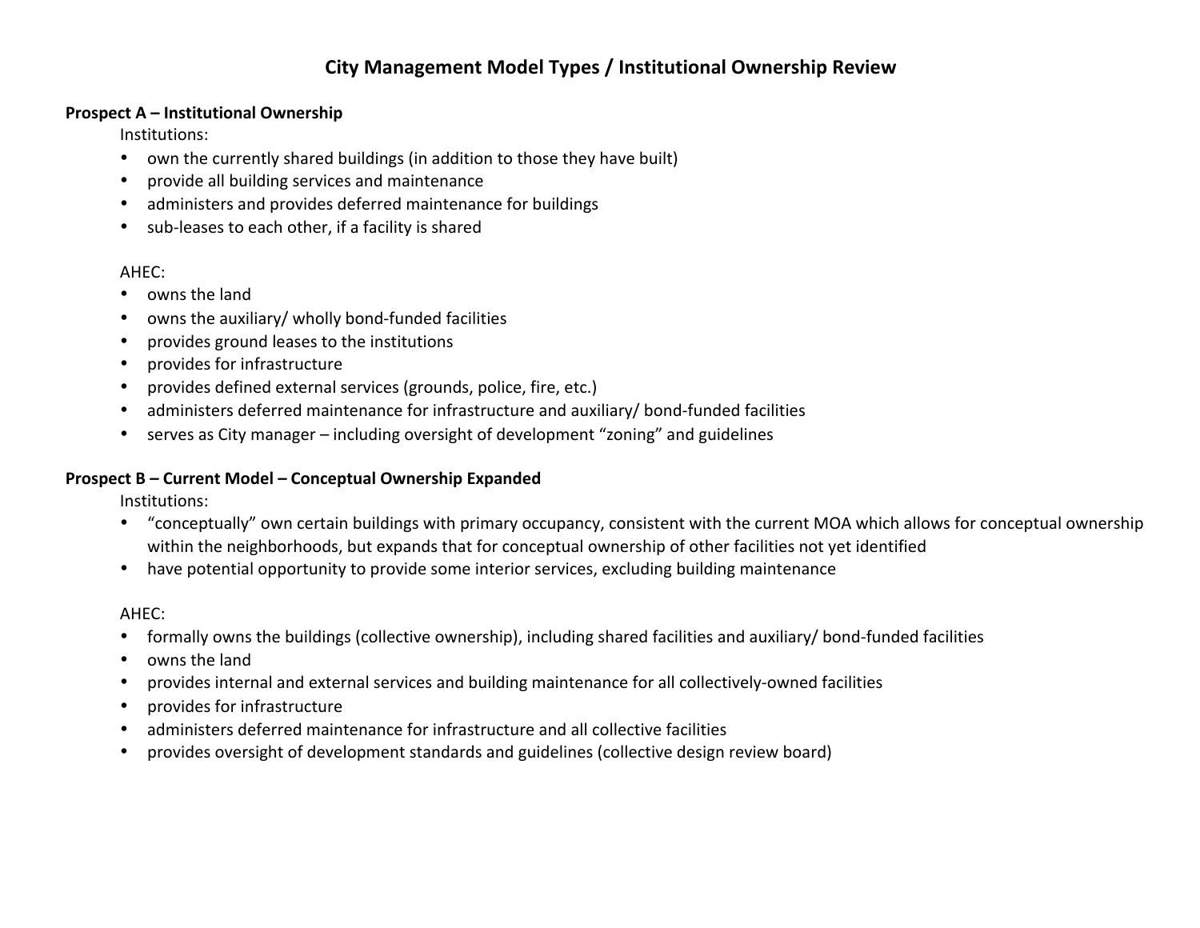# City Management Model Types / Institutional Ownership Review

**Prospect A – Institutional Ownership**

Institutions:

- own the currently shared buildings (in addition to those they have built)
- provide all building services and maintenance
- administers and provides deferred maintenance for buildings
- sub-leases to each other, if a facility is shared

AHEC:

- owns the land
- owns the auxiliary/ wholly bond-funded facilities
- provides ground leases to the institutions
- provides for infrastructure
- provides defined external services (grounds, police, fire, etc.)
- administers deferred maintenance for infrastructure and auxiliary/ bond-funded facilities
- serves as City manager – including oversight of development "zoning" and guidelines

**Prospect B – Current Model – Conceptual Ownership Expanded**

Institutions:

- "conceptually" own certain buildings with primary occupancy, consistent with the current MOA which allows for conceptual ownership within the neighborhoods, but expands that for conceptual ownership of other facilities not yet identified
- have potential opportunity to provide some interior services, excluding building maintenance

AHEC:

- formally owns the buildings (collective ownership), including shared facilities and auxiliary/ bond-funded facilities
- owns the land
- provides internal and external services and building maintenance for all collectively-owned facilities
- provides for infrastructure
- administers deferred maintenance for infrastructure and all collective facilities
- provides oversight of development standards and guidelines (collective design review board)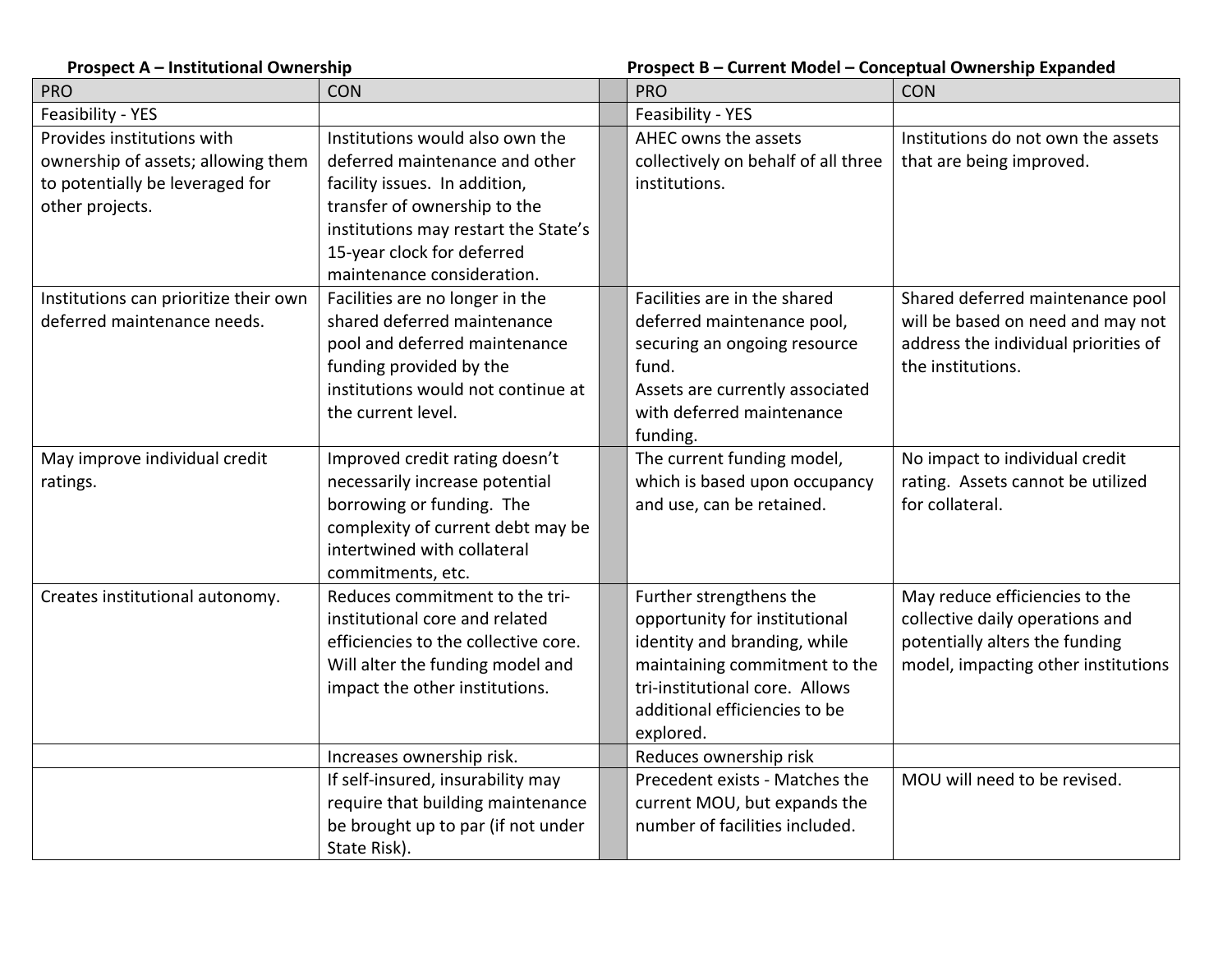| **Prospect A – Institutional Ownership** | | | **Prospect B – Current Model – Conceptual Ownership Expanded** | |
|---|---|---|---|---|
| PRO | CON | | PRO | CON |
| Feasibility - YES | | | Feasibility - YES | |
| Provides institutions with ownership of assets; allowing them to potentially be leveraged for other projects. | Institutions would also own the deferred maintenance and other facility issues. In addition, transfer of ownership to the institutions may restart the State's 15-year clock for deferred maintenance consideration. | | AHEC owns the assets collectively on behalf of all three institutions. | Institutions do not own the assets that are being improved. |
| Institutions can prioritize their own deferred maintenance needs. | Facilities are no longer in the shared deferred maintenance pool and deferred maintenance funding provided by the institutions would not continue at the current level. | | Facilities are in the shared deferred maintenance pool, securing an ongoing resource fund. Assets are currently associated with deferred maintenance funding. | Shared deferred maintenance pool will be based on need and may not address the individual priorities of the institutions. |
| May improve individual credit ratings. | Improved credit rating doesn't necessarily increase potential borrowing or funding. The complexity of current debt may be intertwined with collateral commitments, etc. | | The current funding model, which is based upon occupancy and use, can be retained. | No impact to individual credit rating. Assets cannot be utilized for collateral. |
| Creates institutional autonomy. | Reduces commitment to the tri-institutional core and related efficiencies to the collective core. Will alter the funding model and impact the other institutions. | | Further strengthens the opportunity for institutional identity and branding, while maintaining commitment to the tri-institutional core. Allows additional efficiencies to be explored. | May reduce efficiencies to the collective daily operations and potentially alters the funding model, impacting other institutions |
| | Increases ownership risk. | | Reduces ownership risk | |
| | If self-insured, insurability may require that building maintenance be brought up to par (if not under State Risk). | | Precedent exists - Matches the current MOU, but expands the number of facilities included. | MOU will need to be revised. |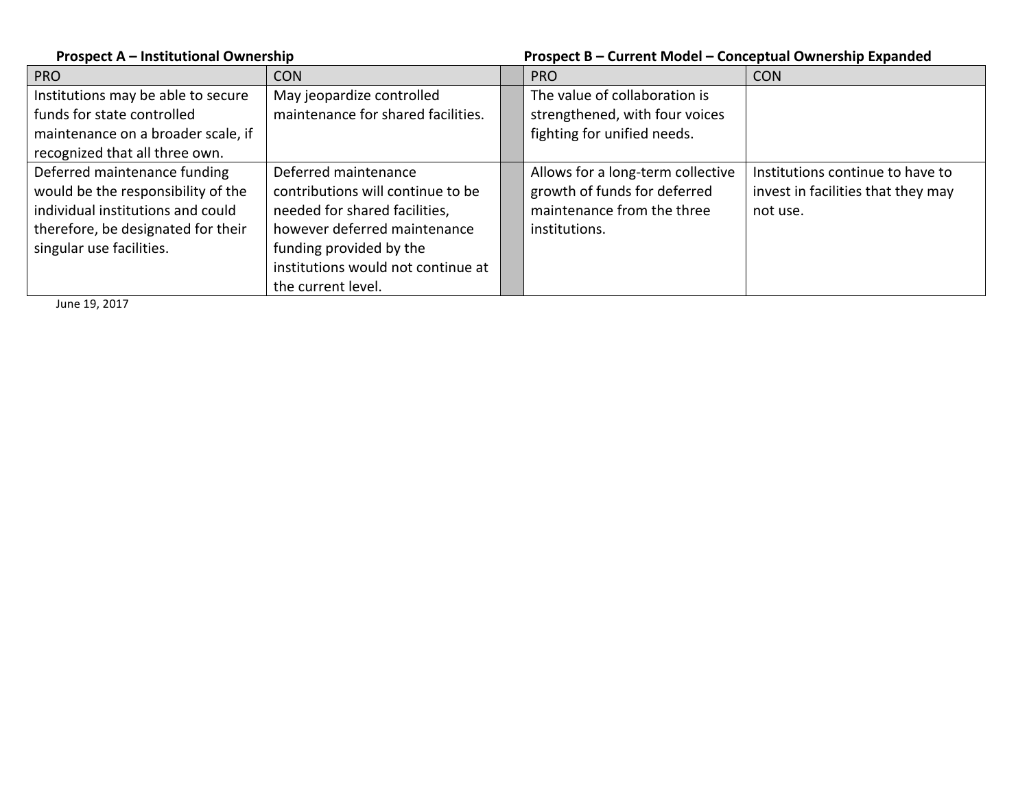**Prospect A – Institutional Ownership** | **Prospect B – Current Model – Conceptual Ownership Expanded**

| PRO | CON | | PRO | CON |
|---|---|---|---|---|
| Institutions may be able to secure funds for state controlled maintenance on a broader scale, if recognized that all three own. | May jeopardize controlled maintenance for shared facilities. | | The value of collaboration is strengthened, with four voices fighting for unified needs. | |
| Deferred maintenance funding would be the responsibility of the individual institutions and could therefore, be designated for their singular use facilities. | Deferred maintenance contributions will continue to be needed for shared facilities, however deferred maintenance funding provided by the institutions would not continue at the current level. | | Allows for a long-term collective growth of funds for deferred maintenance from the three institutions. | Institutions continue to have to invest in facilities that they may not use. |

June 19, 2017